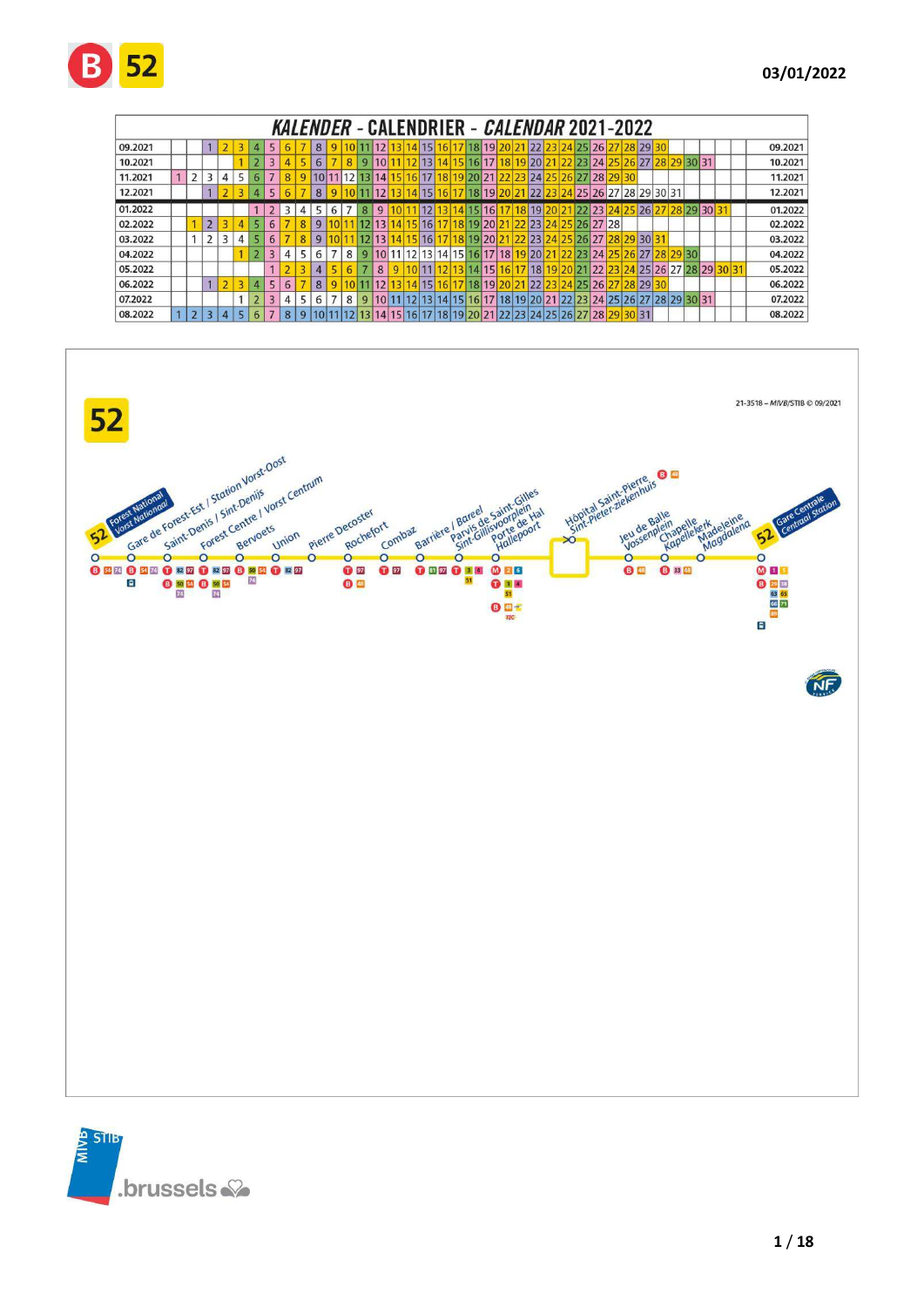# B 52

03/01/2022

## KALENDER - CALENDRIER - CALENDAR 2021-2022

| Month | | | | | | | | | | | | | | | | | | | | | | | | | | | | | | | | | | | | | | Month |
|---|---|---|---|---|---|---|---|---|---|---|---|---|---|---|---|---|---|---|---|---|---|---|---|---|---|---|---|---|---|---|---|---|---|---|---|---|---|---|
| 09.2021 | | | 1 | 2 | 3 | 4 | 5 | 6 | 7 | 8 | 9 | 10 | 11 | 12 | 13 | 14 | 15 | 16 | 17 | 18 | 19 | 20 | 21 | 22 | 23 | 24 | 25 | 26 | 27 | 28 | 29 | 30 | | | | | | 09.2021 |
| 10.2021 | | | | | 1 | 2 | 3 | 4 | 5 | 6 | 7 | 8 | 9 | 10 | 11 | 12 | 13 | 14 | 15 | 16 | 17 | 18 | 19 | 20 | 21 | 22 | 23 | 24 | 25 | 26 | 27 | 28 | 29 | 30 | 31 | | | 10.2021 |
| 11.2021 | 1 | 2 | 3 | 4 | 5 | 6 | 7 | 8 | 9 | 10 | 11 | 12 | 13 | 14 | 15 | 16 | 17 | 18 | 19 | 20 | 21 | 22 | 23 | 24 | 25 | 26 | 27 | 28 | 29 | 30 | | | | | | | | 11.2021 |
| 12.2021 | | | 1 | 2 | 3 | 4 | 5 | 6 | 7 | 8 | 9 | 10 | 11 | 12 | 13 | 14 | 15 | 16 | 17 | 18 | 19 | 20 | 21 | 22 | 23 | 24 | 25 | 26 | 27 | 28 | 29 | 30 | 31 | | | | | 12.2021 |
| 01.2022 | | | | | | 1 | 2 | 3 | 4 | 5 | 6 | 7 | 8 | 9 | 10 | 11 | 12 | 13 | 14 | 15 | 16 | 17 | 18 | 19 | 20 | 21 | 22 | 23 | 24 | 25 | 26 | 27 | 28 | 29 | 30 | 31 | | 01.2022 |
| 02.2022 | | 1 | 2 | 3 | 4 | 5 | 6 | 7 | 8 | 9 | 10 | 11 | 12 | 13 | 14 | 15 | 16 | 17 | 18 | 19 | 20 | 21 | 22 | 23 | 24 | 25 | 26 | 27 | 28 | | | | | | | | | 02.2022 |
| 03.2022 | | 1 | 2 | 3 | 4 | 5 | 6 | 7 | 8 | 9 | 10 | 11 | 12 | 13 | 14 | 15 | 16 | 17 | 18 | 19 | 20 | 21 | 22 | 23 | 24 | 25 | 26 | 27 | 28 | 29 | 30 | 31 | | | | | | 03.2022 |
| 04.2022 | | | | | 1 | 2 | 3 | 4 | 5 | 6 | 7 | 8 | 9 | 10 | 11 | 12 | 13 | 14 | 15 | 16 | 17 | 18 | 19 | 20 | 21 | 22 | 23 | 24 | 25 | 26 | 27 | 28 | 29 | 30 | | | | 04.2022 |
| 05.2022 | | | | | | | 1 | 2 | 3 | 4 | 5 | 6 | 7 | 8 | 9 | 10 | 11 | 12 | 13 | 14 | 15 | 16 | 17 | 18 | 19 | 20 | 21 | 22 | 23 | 24 | 25 | 26 | 27 | 28 | 29 | 30 | 31 | 05.2022 |
| 06.2022 | | | 1 | 2 | 3 | 4 | 5 | 6 | 7 | 8 | 9 | 10 | 11 | 12 | 13 | 14 | 15 | 16 | 17 | 18 | 19 | 20 | 21 | 22 | 23 | 24 | 25 | 26 | 27 | 28 | 29 | 30 | | | | | | 06.2022 |
| 07.2022 | | | | | 1 | 2 | 3 | 4 | 5 | 6 | 7 | 8 | 9 | 10 | 11 | 12 | 13 | 14 | 15 | 16 | 17 | 18 | 19 | 20 | 21 | 22 | 23 | 24 | 25 | 26 | 27 | 28 | 29 | 30 | 31 | | | 07.2022 |
| 08.2022 | 1 | 2 | 3 | 4 | 5 | 6 | 7 | 8 | 9 | 10 | 11 | 12 | 13 | 14 | 15 | 16 | 17 | 18 | 19 | 20 | 21 | 22 | 23 | 24 | 25 | 26 | 27 | 28 | 29 | 30 | 31 | | | | | | | 08.2022 |

52

21-3518 – MIVB/STIB © 09/2021

- Forest National / Vorst Nationaal
- Gare de Forest-Est / Station Vorst-Oost
- Saint-Denis / Sint-Denijs
- Forest Centre / Vorst Centrum
- Bervoets
- Union
- Pierre Decoster
- Rochefort
- Combaz
- Barrière / Bareel
- Parvis de Saint-Gilles / Sint-Gillisvoorplein
- Porte de Hal / Hallepoort
- Hôpital Saint-Pierre / Sint-Pieter-ziekenhuis
- Jeu de Balle / Vossenplein
- Chapelle / Kapellekerk
- Madeleine / Magdalena
- Gare Centrale / Centraal Station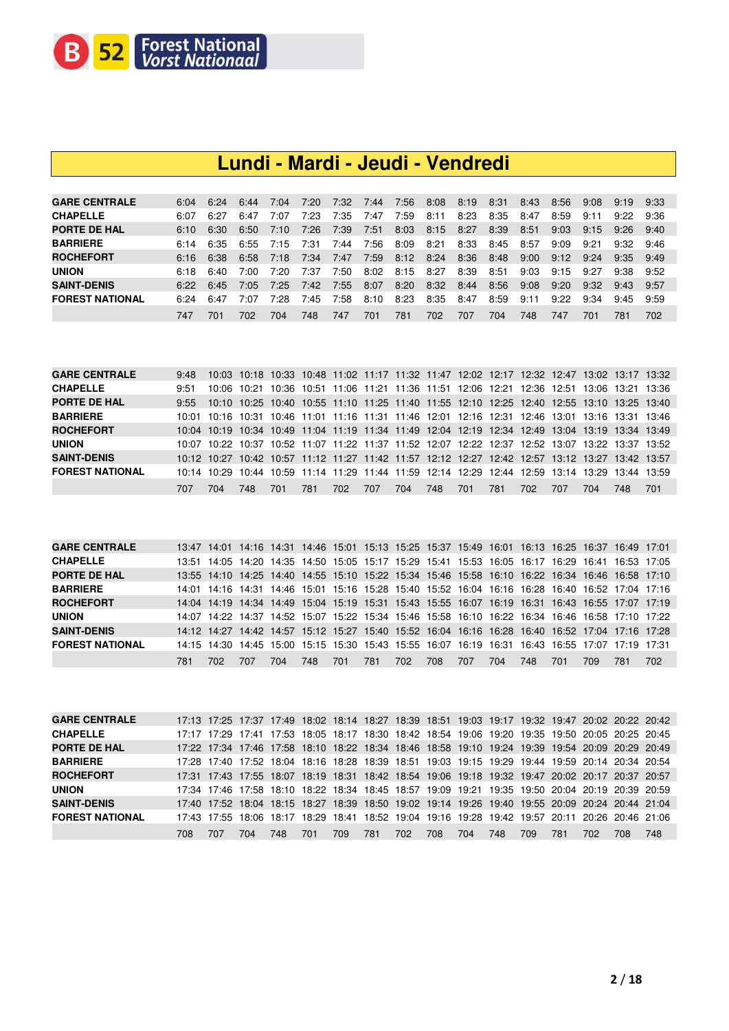B 52 Forest National / Vorst Nationaal

# Lundi - Mardi - Jeudi - Vendredi

| | | | | | | | | | | | | | | | |
|---|---|---|---|---|---|---|---|---|---|---|---|---|---|---|---|
| **GARE CENTRALE** | 6:04 | 6:24 | 6:44 | 7:04 | 7:20 | 7:32 | 7:44 | 7:56 | 8:08 | 8:19 | 8:31 | 8:43 | 8:56 | 9:08 | 9:19 | 9:33 |
| **CHAPELLE** | 6:07 | 6:27 | 6:47 | 7:07 | 7:23 | 7:35 | 7:47 | 7:59 | 8:11 | 8:23 | 8:35 | 8:47 | 8:59 | 9:11 | 9:22 | 9:36 |
| **PORTE DE HAL** | 6:10 | 6:30 | 6:50 | 7:10 | 7:26 | 7:39 | 7:51 | 8:03 | 8:15 | 8:27 | 8:39 | 8:51 | 9:03 | 9:15 | 9:26 | 9:40 |
| **BARRIERE** | 6:14 | 6:35 | 6:55 | 7:15 | 7:31 | 7:44 | 7:56 | 8:09 | 8:21 | 8:33 | 8:45 | 8:57 | 9:09 | 9:21 | 9:32 | 9:46 |
| **ROCHEFORT** | 6:16 | 6:38 | 6:58 | 7:18 | 7:34 | 7:47 | 7:59 | 8:12 | 8:24 | 8:36 | 8:48 | 9:00 | 9:12 | 9:24 | 9:35 | 9:49 |
| **UNION** | 6:18 | 6:40 | 7:00 | 7:20 | 7:37 | 7:50 | 8:02 | 8:15 | 8:27 | 8:39 | 8:51 | 9:03 | 9:15 | 9:27 | 9:38 | 9:52 |
| **SAINT-DENIS** | 6:22 | 6:45 | 7:05 | 7:25 | 7:42 | 7:55 | 8:07 | 8:20 | 8:32 | 8:44 | 8:56 | 9:08 | 9:20 | 9:32 | 9:43 | 9:57 |
| **FOREST NATIONAL** | 6:24 | 6:47 | 7:07 | 7:28 | 7:45 | 7:58 | 8:10 | 8:23 | 8:35 | 8:47 | 8:59 | 9:11 | 9:22 | 9:34 | 9:45 | 9:59 |
| | 747 | 701 | 702 | 704 | 748 | 747 | 701 | 781 | 702 | 707 | 704 | 748 | 747 | 701 | 781 | 702 |

| | | | | | | | | | | | | | | | | |
|---|---|---|---|---|---|---|---|---|---|---|---|---|---|---|---|---|
| **GARE CENTRALE** | 9:48 | 10:03 | 10:18 | 10:33 | 10:48 | 11:02 | 11:17 | 11:32 | 11:47 | 12:02 | 12:17 | 12:32 | 12:47 | 13:02 | 13:17 | 13:32 |
| **CHAPELLE** | 9:51 | 10:06 | 10:21 | 10:36 | 10:51 | 11:06 | 11:21 | 11:36 | 11:51 | 12:06 | 12:21 | 12:36 | 12:51 | 13:06 | 13:21 | 13:36 |
| **PORTE DE HAL** | 9:55 | 10:10 | 10:25 | 10:40 | 10:55 | 11:10 | 11:25 | 11:40 | 11:55 | 12:10 | 12:25 | 12:40 | 12:55 | 13:10 | 13:25 | 13:40 |
| **BARRIERE** | 10:01 | 10:16 | 10:31 | 10:46 | 11:01 | 11:16 | 11:31 | 11:46 | 12:01 | 12:16 | 12:31 | 12:46 | 13:01 | 13:16 | 13:31 | 13:46 |
| **ROCHEFORT** | 10:04 | 10:19 | 10:34 | 10:49 | 11:04 | 11:19 | 11:34 | 11:49 | 12:04 | 12:19 | 12:34 | 12:49 | 13:04 | 13:19 | 13:34 | 13:49 |
| **UNION** | 10:07 | 10:22 | 10:37 | 10:52 | 11:07 | 11:22 | 11:37 | 11:52 | 12:07 | 12:22 | 12:37 | 12:52 | 13:07 | 13:22 | 13:37 | 13:52 |
| **SAINT-DENIS** | 10:12 | 10:27 | 10:42 | 10:57 | 11:12 | 11:27 | 11:42 | 11:57 | 12:12 | 12:27 | 12:42 | 12:57 | 13:12 | 13:27 | 13:42 | 13:57 |
| **FOREST NATIONAL** | 10:14 | 10:29 | 10:44 | 10:59 | 11:14 | 11:29 | 11:44 | 11:59 | 12:14 | 12:29 | 12:44 | 12:59 | 13:14 | 13:29 | 13:44 | 13:59 |
| | 707 | 704 | 748 | 701 | 781 | 702 | 707 | 704 | 748 | 701 | 781 | 702 | 707 | 704 | 748 | 701 |

| | | | | | | | | | | | | | | | | |
|---|---|---|---|---|---|---|---|---|---|---|---|---|---|---|---|---|
| **GARE CENTRALE** | 13:47 | 14:01 | 14:16 | 14:31 | 14:46 | 15:01 | 15:13 | 15:25 | 15:37 | 15:49 | 16:01 | 16:13 | 16:25 | 16:37 | 16:49 | 17:01 |
| **CHAPELLE** | 13:51 | 14:05 | 14:20 | 14:35 | 14:50 | 15:05 | 15:17 | 15:29 | 15:41 | 15:53 | 16:05 | 16:17 | 16:29 | 16:41 | 16:53 | 17:05 |
| **PORTE DE HAL** | 13:55 | 14:10 | 14:25 | 14:40 | 14:55 | 15:10 | 15:22 | 15:34 | 15:46 | 15:58 | 16:10 | 16:22 | 16:34 | 16:46 | 16:58 | 17:10 |
| **BARRIERE** | 14:01 | 14:16 | 14:31 | 14:46 | 15:01 | 15:16 | 15:28 | 15:40 | 15:52 | 16:04 | 16:16 | 16:28 | 16:40 | 16:52 | 17:04 | 17:16 |
| **ROCHEFORT** | 14:04 | 14:19 | 14:34 | 14:49 | 15:04 | 15:19 | 15:31 | 15:43 | 15:55 | 16:07 | 16:19 | 16:31 | 16:43 | 16:55 | 17:07 | 17:19 |
| **UNION** | 14:07 | 14:22 | 14:37 | 14:52 | 15:07 | 15:22 | 15:34 | 15:46 | 15:58 | 16:10 | 16:22 | 16:34 | 16:46 | 16:58 | 17:10 | 17:22 |
| **SAINT-DENIS** | 14:12 | 14:27 | 14:42 | 14:57 | 15:12 | 15:27 | 15:40 | 15:52 | 16:04 | 16:16 | 16:28 | 16:40 | 16:52 | 17:04 | 17:16 | 17:28 |
| **FOREST NATIONAL** | 14:15 | 14:30 | 14:45 | 15:00 | 15:15 | 15:30 | 15:43 | 15:55 | 16:07 | 16:19 | 16:31 | 16:43 | 16:55 | 17:07 | 17:19 | 17:31 |
| | 781 | 702 | 707 | 704 | 748 | 701 | 781 | 702 | 708 | 707 | 704 | 748 | 701 | 709 | 781 | 702 |

| | | | | | | | | | | | | | | | | |
|---|---|---|---|---|---|---|---|---|---|---|---|---|---|---|---|---|
| **GARE CENTRALE** | 17:13 | 17:25 | 17:37 | 17:49 | 18:02 | 18:14 | 18:27 | 18:39 | 18:51 | 19:03 | 19:17 | 19:32 | 19:47 | 20:02 | 20:22 | 20:42 |
| **CHAPELLE** | 17:17 | 17:29 | 17:41 | 17:53 | 18:05 | 18:17 | 18:30 | 18:42 | 18:54 | 19:06 | 19:20 | 19:35 | 19:50 | 20:05 | 20:25 | 20:45 |
| **PORTE DE HAL** | 17:22 | 17:34 | 17:46 | 17:58 | 18:10 | 18:22 | 18:34 | 18:46 | 18:58 | 19:10 | 19:24 | 19:39 | 19:54 | 20:09 | 20:29 | 20:49 |
| **BARRIERE** | 17:28 | 17:40 | 17:52 | 18:04 | 18:16 | 18:28 | 18:39 | 18:51 | 19:03 | 19:15 | 19:29 | 19:44 | 19:59 | 20:14 | 20:34 | 20:54 |
| **ROCHEFORT** | 17:31 | 17:43 | 17:55 | 18:07 | 18:19 | 18:31 | 18:42 | 18:54 | 19:06 | 19:18 | 19:32 | 19:47 | 20:02 | 20:17 | 20:37 | 20:57 |
| **UNION** | 17:34 | 17:46 | 17:58 | 18:10 | 18:22 | 18:34 | 18:45 | 18:57 | 19:09 | 19:21 | 19:35 | 19:50 | 20:04 | 20:19 | 20:39 | 20:59 |
| **SAINT-DENIS** | 17:40 | 17:52 | 18:04 | 18:15 | 18:27 | 18:39 | 18:50 | 19:02 | 19:14 | 19:26 | 19:40 | 19:55 | 20:09 | 20:24 | 20:44 | 21:04 |
| **FOREST NATIONAL** | 17:43 | 17:55 | 18:06 | 18:17 | 18:29 | 18:41 | 18:52 | 19:04 | 19:16 | 19:28 | 19:42 | 19:57 | 20:11 | 20:26 | 20:46 | 21:06 |
| | 708 | 707 | 704 | 748 | 701 | 709 | 781 | 702 | 708 | 704 | 748 | 709 | 781 | 702 | 708 | 748 |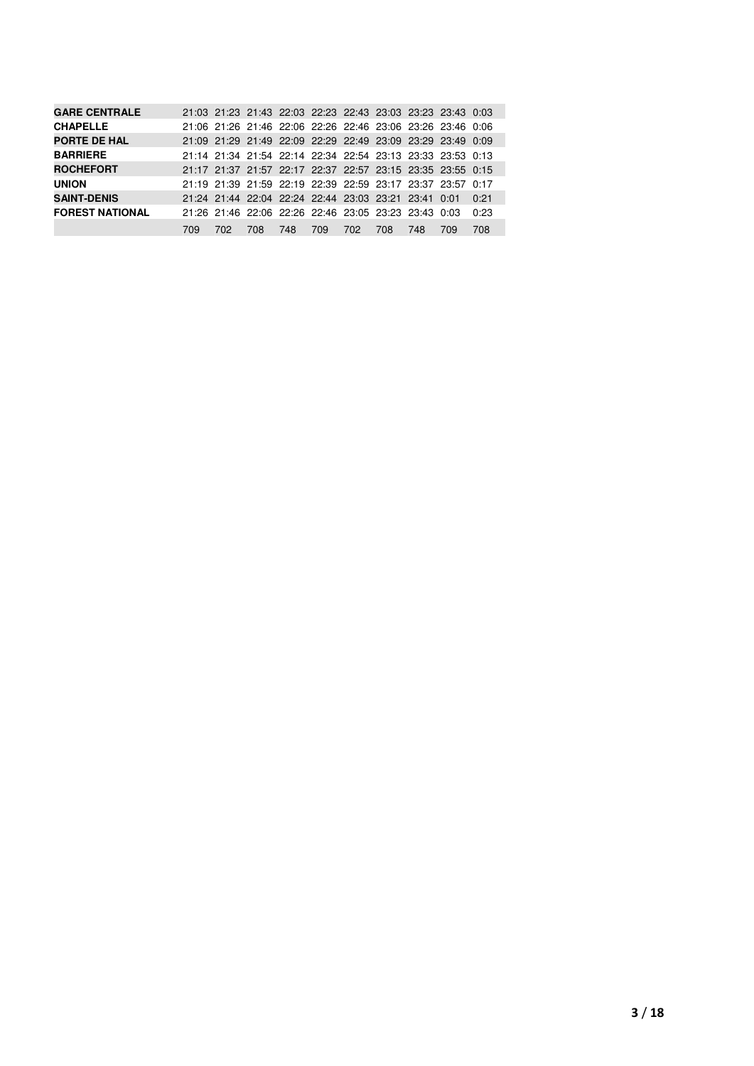| | | | | | | | | | | |
|---|---|---|---|---|---|---|---|---|---|---|
| **GARE CENTRALE** | 21:03 | 21:23 | 21:43 | 22:03 | 22:23 | 22:43 | 23:03 | 23:23 | 23:43 | 0:03 |
| **CHAPELLE** | 21:06 | 21:26 | 21:46 | 22:06 | 22:26 | 22:46 | 23:06 | 23:26 | 23:46 | 0:06 |
| **PORTE DE HAL** | 21:09 | 21:29 | 21:49 | 22:09 | 22:29 | 22:49 | 23:09 | 23:29 | 23:49 | 0:09 |
| **BARRIERE** | 21:14 | 21:34 | 21:54 | 22:14 | 22:34 | 22:54 | 23:13 | 23:33 | 23:53 | 0:13 |
| **ROCHEFORT** | 21:17 | 21:37 | 21:57 | 22:17 | 22:37 | 22:57 | 23:15 | 23:35 | 23:55 | 0:15 |
| **UNION** | 21:19 | 21:39 | 21:59 | 22:19 | 22:39 | 22:59 | 23:17 | 23:37 | 23:57 | 0:17 |
| **SAINT-DENIS** | 21:24 | 21:44 | 22:04 | 22:24 | 22:44 | 23:03 | 23:21 | 23:41 | 0:01 | 0:21 |
| **FOREST NATIONAL** | 21:26 | 21:46 | 22:06 | 22:26 | 22:46 | 23:05 | 23:23 | 23:43 | 0:03 | 0:23 |
| | 709 | 702 | 708 | 748 | 709 | 702 | 708 | 748 | 709 | 708 |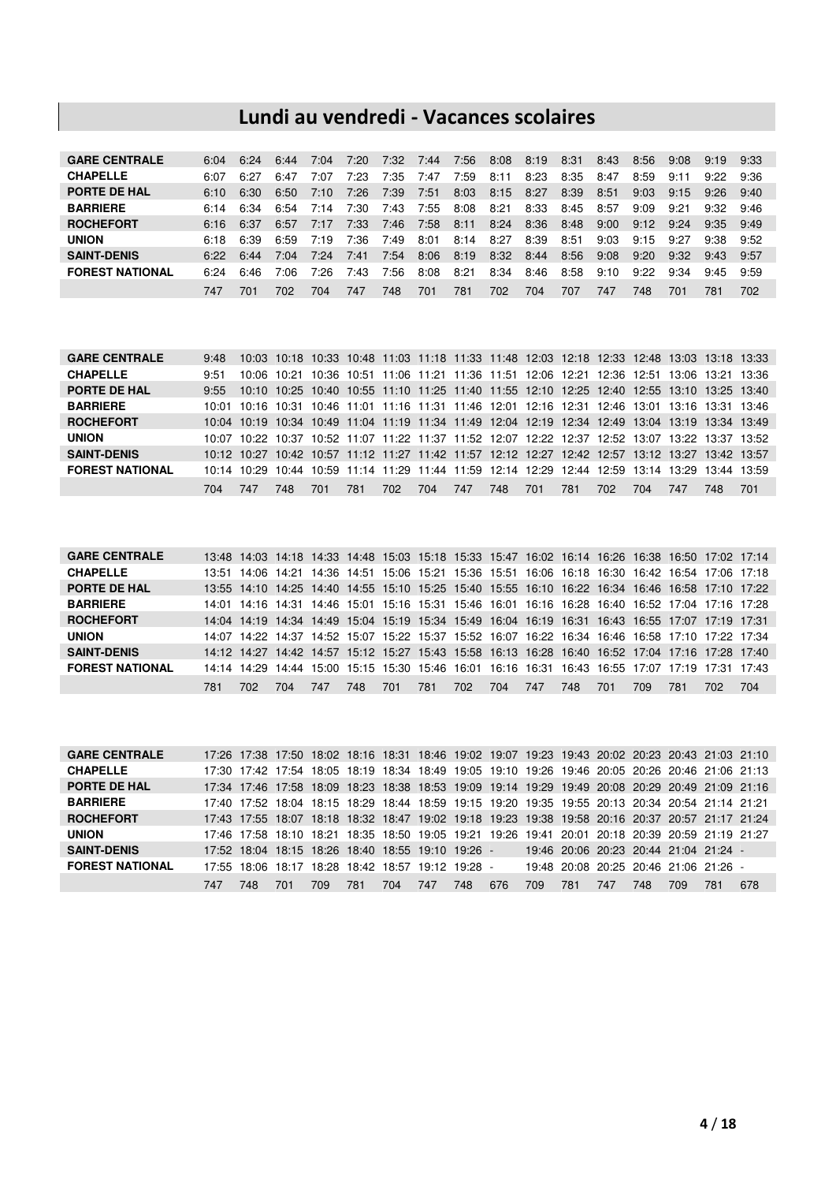# Lundi au vendredi - Vacances scolaires

| | | | | | | | | | | | | | | | | |
|---|---|---|---|---|---|---|---|---|---|---|---|---|---|---|---|---|
| **GARE CENTRALE** | 6:04 | 6:24 | 6:44 | 7:04 | 7:20 | 7:32 | 7:44 | 7:56 | 8:08 | 8:19 | 8:31 | 8:43 | 8:56 | 9:08 | 9:19 | 9:33 |
| **CHAPELLE** | 6:07 | 6:27 | 6:47 | 7:07 | 7:23 | 7:35 | 7:47 | 7:59 | 8:11 | 8:23 | 8:35 | 8:47 | 8:59 | 9:11 | 9:22 | 9:36 |
| **PORTE DE HAL** | 6:10 | 6:30 | 6:50 | 7:10 | 7:26 | 7:39 | 7:51 | 8:03 | 8:15 | 8:27 | 8:39 | 8:51 | 9:03 | 9:15 | 9:26 | 9:40 |
| **BARRIERE** | 6:14 | 6:34 | 6:54 | 7:14 | 7:30 | 7:43 | 7:55 | 8:08 | 8:21 | 8:33 | 8:45 | 8:57 | 9:09 | 9:21 | 9:32 | 9:46 |
| **ROCHEFORT** | 6:16 | 6:37 | 6:57 | 7:17 | 7:33 | 7:46 | 7:58 | 8:11 | 8:24 | 8:36 | 8:48 | 9:00 | 9:12 | 9:24 | 9:35 | 9:49 |
| **UNION** | 6:18 | 6:39 | 6:59 | 7:19 | 7:36 | 7:49 | 8:01 | 8:14 | 8:27 | 8:39 | 8:51 | 9:03 | 9:15 | 9:27 | 9:38 | 9:52 |
| **SAINT-DENIS** | 6:22 | 6:44 | 7:04 | 7:24 | 7:41 | 7:54 | 8:06 | 8:19 | 8:32 | 8:44 | 8:56 | 9:08 | 9:20 | 9:32 | 9:43 | 9:57 |
| **FOREST NATIONAL** | 6:24 | 6:46 | 7:06 | 7:26 | 7:43 | 7:56 | 8:08 | 8:21 | 8:34 | 8:46 | 8:58 | 9:10 | 9:22 | 9:34 | 9:45 | 9:59 |
| | 747 | 701 | 702 | 704 | 747 | 748 | 701 | 781 | 702 | 704 | 707 | 747 | 748 | 701 | 781 | 702 |

| | | | | | | | | | | | | | | | | |
|---|---|---|---|---|---|---|---|---|---|---|---|---|---|---|---|---|
| **GARE CENTRALE** | 9:48 | 10:03 | 10:18 | 10:33 | 10:48 | 11:03 | 11:18 | 11:33 | 11:48 | 12:03 | 12:18 | 12:33 | 12:48 | 13:03 | 13:18 | 13:33 |
| **CHAPELLE** | 9:51 | 10:06 | 10:21 | 10:36 | 10:51 | 11:06 | 11:21 | 11:36 | 11:51 | 12:06 | 12:21 | 12:36 | 12:51 | 13:06 | 13:21 | 13:36 |
| **PORTE DE HAL** | 9:55 | 10:10 | 10:25 | 10:40 | 10:55 | 11:10 | 11:25 | 11:40 | 11:55 | 12:10 | 12:25 | 12:40 | 12:55 | 13:10 | 13:25 | 13:40 |
| **BARRIERE** | 10:01 | 10:16 | 10:31 | 10:46 | 11:01 | 11:16 | 11:31 | 11:46 | 12:01 | 12:16 | 12:31 | 12:46 | 13:01 | 13:16 | 13:31 | 13:46 |
| **ROCHEFORT** | 10:04 | 10:19 | 10:34 | 10:49 | 11:04 | 11:19 | 11:34 | 11:49 | 12:04 | 12:19 | 12:34 | 12:49 | 13:04 | 13:19 | 13:34 | 13:49 |
| **UNION** | 10:07 | 10:22 | 10:37 | 10:52 | 11:07 | 11:22 | 11:37 | 11:52 | 12:07 | 12:22 | 12:37 | 12:52 | 13:07 | 13:22 | 13:37 | 13:52 |
| **SAINT-DENIS** | 10:12 | 10:27 | 10:42 | 10:57 | 11:12 | 11:27 | 11:42 | 11:57 | 12:12 | 12:27 | 12:42 | 12:57 | 13:12 | 13:27 | 13:42 | 13:57 |
| **FOREST NATIONAL** | 10:14 | 10:29 | 10:44 | 10:59 | 11:14 | 11:29 | 11:44 | 11:59 | 12:14 | 12:29 | 12:44 | 12:59 | 13:14 | 13:29 | 13:44 | 13:59 |
| | 704 | 747 | 748 | 701 | 781 | 702 | 704 | 747 | 748 | 701 | 781 | 702 | 704 | 747 | 748 | 701 |

| | | | | | | | | | | | | | | | | |
|---|---|---|---|---|---|---|---|---|---|---|---|---|---|---|---|---|
| **GARE CENTRALE** | 13:48 | 14:03 | 14:18 | 14:33 | 14:48 | 15:03 | 15:18 | 15:33 | 15:47 | 16:02 | 16:14 | 16:26 | 16:38 | 16:50 | 17:02 | 17:14 |
| **CHAPELLE** | 13:51 | 14:06 | 14:21 | 14:36 | 14:51 | 15:06 | 15:21 | 15:36 | 15:51 | 16:06 | 16:18 | 16:30 | 16:42 | 16:54 | 17:06 | 17:18 |
| **PORTE DE HAL** | 13:55 | 14:10 | 14:25 | 14:40 | 14:55 | 15:10 | 15:25 | 15:40 | 15:55 | 16:10 | 16:22 | 16:34 | 16:46 | 16:58 | 17:10 | 17:22 |
| **BARRIERE** | 14:01 | 14:16 | 14:31 | 14:46 | 15:01 | 15:16 | 15:31 | 15:46 | 16:01 | 16:16 | 16:28 | 16:40 | 16:52 | 17:04 | 17:16 | 17:28 |
| **ROCHEFORT** | 14:04 | 14:19 | 14:34 | 14:49 | 15:04 | 15:19 | 15:34 | 15:49 | 16:04 | 16:19 | 16:31 | 16:43 | 16:55 | 17:07 | 17:19 | 17:31 |
| **UNION** | 14:07 | 14:22 | 14:37 | 14:52 | 15:07 | 15:22 | 15:37 | 15:52 | 16:07 | 16:22 | 16:34 | 16:46 | 16:58 | 17:10 | 17:22 | 17:34 |
| **SAINT-DENIS** | 14:12 | 14:27 | 14:42 | 14:57 | 15:12 | 15:27 | 15:43 | 15:58 | 16:13 | 16:28 | 16:40 | 16:52 | 17:04 | 17:16 | 17:28 | 17:40 |
| **FOREST NATIONAL** | 14:14 | 14:29 | 14:44 | 15:00 | 15:15 | 15:30 | 15:46 | 16:01 | 16:16 | 16:31 | 16:43 | 16:55 | 17:07 | 17:19 | 17:31 | 17:43 |
| | 781 | 702 | 704 | 747 | 748 | 701 | 781 | 702 | 704 | 747 | 748 | 701 | 709 | 781 | 702 | 704 |

| | | | | | | | | | | | | | | | | |
|---|---|---|---|---|---|---|---|---|---|---|---|---|---|---|---|---|
| **GARE CENTRALE** | 17:26 | 17:38 | 17:50 | 18:02 | 18:16 | 18:31 | 18:46 | 19:02 | 19:07 | 19:23 | 19:43 | 20:02 | 20:23 | 20:43 | 21:03 | 21:10 |
| **CHAPELLE** | 17:30 | 17:42 | 17:54 | 18:05 | 18:19 | 18:34 | 18:49 | 19:05 | 19:10 | 19:26 | 19:46 | 20:05 | 20:26 | 20:46 | 21:06 | 21:13 |
| **PORTE DE HAL** | 17:34 | 17:46 | 17:58 | 18:09 | 18:23 | 18:38 | 18:53 | 19:09 | 19:14 | 19:29 | 19:49 | 20:08 | 20:29 | 20:49 | 21:09 | 21:16 |
| **BARRIERE** | 17:40 | 17:52 | 18:04 | 18:15 | 18:29 | 18:44 | 18:59 | 19:15 | 19:20 | 19:35 | 19:55 | 20:13 | 20:34 | 20:54 | 21:14 | 21:21 |
| **ROCHEFORT** | 17:43 | 17:55 | 18:07 | 18:18 | 18:32 | 18:47 | 19:02 | 19:18 | 19:23 | 19:38 | 19:58 | 20:16 | 20:37 | 20:57 | 21:17 | 21:24 |
| **UNION** | 17:46 | 17:58 | 18:10 | 18:21 | 18:35 | 18:50 | 19:05 | 19:21 | 19:26 | 19:41 | 20:01 | 20:18 | 20:39 | 20:59 | 21:19 | 21:27 |
| **SAINT-DENIS** | 17:52 | 18:04 | 18:15 | 18:26 | 18:40 | 18:55 | 19:10 | 19:26 | - | 19:46 | 20:06 | 20:23 | 20:44 | 21:04 | 21:24 | - |
| **FOREST NATIONAL** | 17:55 | 18:06 | 18:17 | 18:28 | 18:42 | 18:57 | 19:12 | 19:28 | - | 19:48 | 20:08 | 20:25 | 20:46 | 21:06 | 21:26 | - |
| | 747 | 748 | 701 | 709 | 781 | 704 | 747 | 748 | 676 | 709 | 781 | 747 | 748 | 709 | 781 | 678 |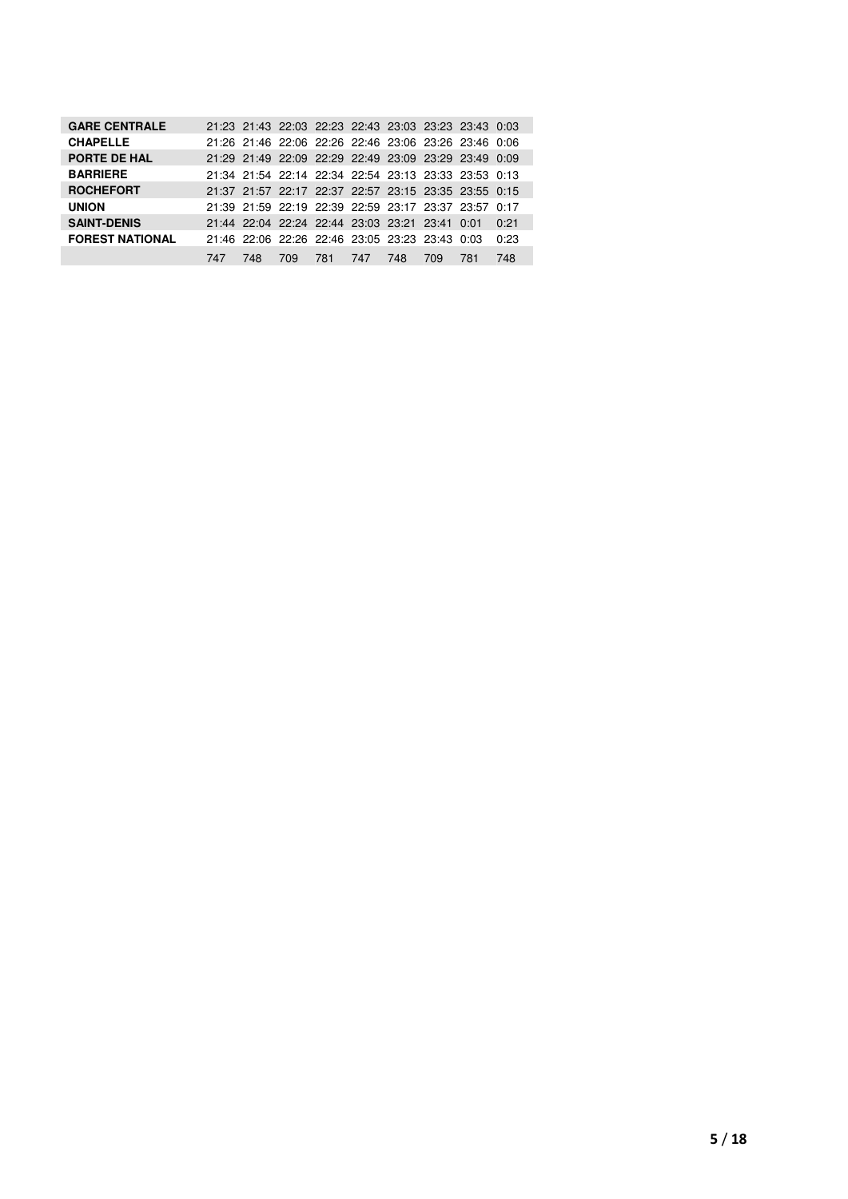| | | | | | | | | | |
|---|---|---|---|---|---|---|---|---|---|
| **GARE CENTRALE** | 21:23 | 21:43 | 22:03 | 22:23 | 22:43 | 23:03 | 23:23 | 23:43 | 0:03 |
| **CHAPELLE** | 21:26 | 21:46 | 22:06 | 22:26 | 22:46 | 23:06 | 23:26 | 23:46 | 0:06 |
| **PORTE DE HAL** | 21:29 | 21:49 | 22:09 | 22:29 | 22:49 | 23:09 | 23:29 | 23:49 | 0:09 |
| **BARRIERE** | 21:34 | 21:54 | 22:14 | 22:34 | 22:54 | 23:13 | 23:33 | 23:53 | 0:13 |
| **ROCHEFORT** | 21:37 | 21:57 | 22:17 | 22:37 | 22:57 | 23:15 | 23:35 | 23:55 | 0:15 |
| **UNION** | 21:39 | 21:59 | 22:19 | 22:39 | 22:59 | 23:17 | 23:37 | 23:57 | 0:17 |
| **SAINT-DENIS** | 21:44 | 22:04 | 22:24 | 22:44 | 23:03 | 23:21 | 23:41 | 0:01 | 0:21 |
| **FOREST NATIONAL** | 21:46 | 22:06 | 22:26 | 22:46 | 23:05 | 23:23 | 23:43 | 0:03 | 0:23 |
| | 747 | 748 | 709 | 781 | 747 | 748 | 709 | 781 | 748 |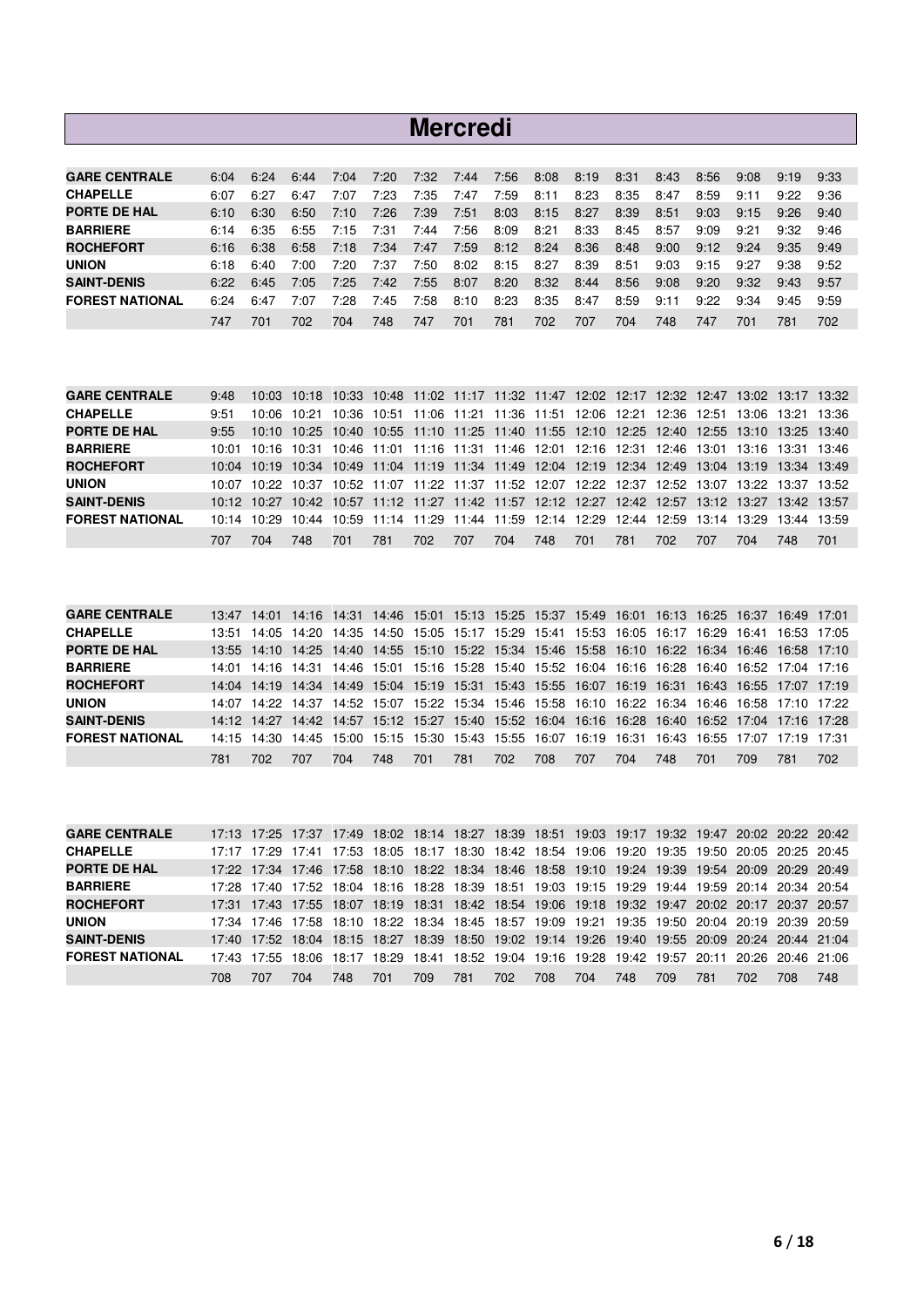# Mercredi

| | | | | | | | | | | | | | | | | |
|---|---|---|---|---|---|---|---|---|---|---|---|---|---|---|---|---|
| **GARE CENTRALE** | 6:04 | 6:24 | 6:44 | 7:04 | 7:20 | 7:32 | 7:44 | 7:56 | 8:08 | 8:19 | 8:31 | 8:43 | 8:56 | 9:08 | 9:19 | 9:33 |
| **CHAPELLE** | 6:07 | 6:27 | 6:47 | 7:07 | 7:23 | 7:35 | 7:47 | 7:59 | 8:11 | 8:23 | 8:35 | 8:47 | 8:59 | 9:11 | 9:22 | 9:36 |
| **PORTE DE HAL** | 6:10 | 6:30 | 6:50 | 7:10 | 7:26 | 7:39 | 7:51 | 8:03 | 8:15 | 8:27 | 8:39 | 8:51 | 9:03 | 9:15 | 9:26 | 9:40 |
| **BARRIERE** | 6:14 | 6:35 | 6:55 | 7:15 | 7:31 | 7:44 | 7:56 | 8:09 | 8:21 | 8:33 | 8:45 | 8:57 | 9:09 | 9:21 | 9:32 | 9:46 |
| **ROCHEFORT** | 6:16 | 6:38 | 6:58 | 7:18 | 7:34 | 7:47 | 7:59 | 8:12 | 8:24 | 8:36 | 8:48 | 9:00 | 9:12 | 9:24 | 9:35 | 9:49 |
| **UNION** | 6:18 | 6:40 | 7:00 | 7:20 | 7:37 | 7:50 | 8:02 | 8:15 | 8:27 | 8:39 | 8:51 | 9:03 | 9:15 | 9:27 | 9:38 | 9:52 |
| **SAINT-DENIS** | 6:22 | 6:45 | 7:05 | 7:25 | 7:42 | 7:55 | 8:07 | 8:20 | 8:32 | 8:44 | 8:56 | 9:08 | 9:20 | 9:32 | 9:43 | 9:57 |
| **FOREST NATIONAL** | 6:24 | 6:47 | 7:07 | 7:28 | 7:45 | 7:58 | 8:10 | 8:23 | 8:35 | 8:47 | 8:59 | 9:11 | 9:22 | 9:34 | 9:45 | 9:59 |
| | 747 | 701 | 702 | 704 | 748 | 747 | 701 | 781 | 702 | 707 | 704 | 748 | 747 | 701 | 781 | 702 |

| | | | | | | | | | | | | | | | | |
|---|---|---|---|---|---|---|---|---|---|---|---|---|---|---|---|---|
| **GARE CENTRALE** | 9:48 | 10:03 | 10:18 | 10:33 | 10:48 | 11:02 | 11:17 | 11:32 | 11:47 | 12:02 | 12:17 | 12:32 | 12:47 | 13:02 | 13:17 | 13:32 |
| **CHAPELLE** | 9:51 | 10:06 | 10:21 | 10:36 | 10:51 | 11:06 | 11:21 | 11:36 | 11:51 | 12:06 | 12:21 | 12:36 | 12:51 | 13:06 | 13:21 | 13:36 |
| **PORTE DE HAL** | 9:55 | 10:10 | 10:25 | 10:40 | 10:55 | 11:10 | 11:25 | 11:40 | 11:55 | 12:10 | 12:25 | 12:40 | 12:55 | 13:10 | 13:25 | 13:40 |
| **BARRIERE** | 10:01 | 10:16 | 10:31 | 10:46 | 11:01 | 11:16 | 11:31 | 11:46 | 12:01 | 12:16 | 12:31 | 12:46 | 13:01 | 13:16 | 13:31 | 13:46 |
| **ROCHEFORT** | 10:04 | 10:19 | 10:34 | 10:49 | 11:04 | 11:19 | 11:34 | 11:49 | 12:04 | 12:19 | 12:34 | 12:49 | 13:04 | 13:19 | 13:34 | 13:49 |
| **UNION** | 10:07 | 10:22 | 10:37 | 10:52 | 11:07 | 11:22 | 11:37 | 11:52 | 12:07 | 12:22 | 12:37 | 12:52 | 13:07 | 13:22 | 13:37 | 13:52 |
| **SAINT-DENIS** | 10:12 | 10:27 | 10:42 | 10:57 | 11:12 | 11:27 | 11:42 | 11:57 | 12:12 | 12:27 | 12:42 | 12:57 | 13:12 | 13:27 | 13:42 | 13:57 |
| **FOREST NATIONAL** | 10:14 | 10:29 | 10:44 | 10:59 | 11:14 | 11:29 | 11:44 | 11:59 | 12:14 | 12:29 | 12:44 | 12:59 | 13:14 | 13:29 | 13:44 | 13:59 |
| | 707 | 704 | 748 | 701 | 781 | 702 | 707 | 704 | 748 | 701 | 781 | 702 | 707 | 704 | 748 | 701 |

| | | | | | | | | | | | | | | | | |
|---|---|---|---|---|---|---|---|---|---|---|---|---|---|---|---|---|
| **GARE CENTRALE** | 13:47 | 14:01 | 14:16 | 14:31 | 14:46 | 15:01 | 15:13 | 15:25 | 15:37 | 15:49 | 16:01 | 16:13 | 16:25 | 16:37 | 16:49 | 17:01 |
| **CHAPELLE** | 13:51 | 14:05 | 14:20 | 14:35 | 14:50 | 15:05 | 15:17 | 15:29 | 15:41 | 15:53 | 16:05 | 16:17 | 16:29 | 16:41 | 16:53 | 17:05 |
| **PORTE DE HAL** | 13:55 | 14:10 | 14:25 | 14:40 | 14:55 | 15:10 | 15:22 | 15:34 | 15:46 | 15:58 | 16:10 | 16:22 | 16:34 | 16:46 | 16:58 | 17:10 |
| **BARRIERE** | 14:01 | 14:16 | 14:31 | 14:46 | 15:01 | 15:16 | 15:28 | 15:40 | 15:52 | 16:04 | 16:16 | 16:28 | 16:40 | 16:52 | 17:04 | 17:16 |
| **ROCHEFORT** | 14:04 | 14:19 | 14:34 | 14:49 | 15:04 | 15:19 | 15:31 | 15:43 | 15:55 | 16:07 | 16:19 | 16:31 | 16:43 | 16:55 | 17:07 | 17:19 |
| **UNION** | 14:07 | 14:22 | 14:37 | 14:52 | 15:07 | 15:22 | 15:34 | 15:46 | 15:58 | 16:10 | 16:22 | 16:34 | 16:46 | 16:58 | 17:10 | 17:22 |
| **SAINT-DENIS** | 14:12 | 14:27 | 14:42 | 14:57 | 15:12 | 15:27 | 15:40 | 15:52 | 16:04 | 16:16 | 16:28 | 16:40 | 16:52 | 17:04 | 17:16 | 17:28 |
| **FOREST NATIONAL** | 14:15 | 14:30 | 14:45 | 15:00 | 15:15 | 15:30 | 15:43 | 15:55 | 16:07 | 16:19 | 16:31 | 16:43 | 16:55 | 17:07 | 17:19 | 17:31 |
| | 781 | 702 | 707 | 704 | 748 | 701 | 781 | 702 | 708 | 707 | 704 | 748 | 701 | 709 | 781 | 702 |

| | | | | | | | | | | | | | | | | |
|---|---|---|---|---|---|---|---|---|---|---|---|---|---|---|---|---|
| **GARE CENTRALE** | 17:13 | 17:25 | 17:37 | 17:49 | 18:02 | 18:14 | 18:27 | 18:39 | 18:51 | 19:03 | 19:17 | 19:32 | 19:47 | 20:02 | 20:22 | 20:42 |
| **CHAPELLE** | 17:17 | 17:29 | 17:41 | 17:53 | 18:05 | 18:17 | 18:30 | 18:42 | 18:54 | 19:06 | 19:20 | 19:35 | 19:50 | 20:05 | 20:25 | 20:45 |
| **PORTE DE HAL** | 17:22 | 17:34 | 17:46 | 17:58 | 18:10 | 18:22 | 18:34 | 18:46 | 18:58 | 19:10 | 19:24 | 19:39 | 19:54 | 20:09 | 20:29 | 20:49 |
| **BARRIERE** | 17:28 | 17:40 | 17:52 | 18:04 | 18:16 | 18:28 | 18:39 | 18:51 | 19:03 | 19:15 | 19:29 | 19:44 | 19:59 | 20:14 | 20:34 | 20:54 |
| **ROCHEFORT** | 17:31 | 17:43 | 17:55 | 18:07 | 18:19 | 18:31 | 18:42 | 18:54 | 19:06 | 19:18 | 19:32 | 19:47 | 20:02 | 20:17 | 20:37 | 20:57 |
| **UNION** | 17:34 | 17:46 | 17:58 | 18:10 | 18:22 | 18:34 | 18:45 | 18:57 | 19:09 | 19:21 | 19:35 | 19:50 | 20:04 | 20:19 | 20:39 | 20:59 |
| **SAINT-DENIS** | 17:40 | 17:52 | 18:04 | 18:15 | 18:27 | 18:39 | 18:50 | 19:02 | 19:14 | 19:26 | 19:40 | 19:55 | 20:09 | 20:24 | 20:44 | 21:04 |
| **FOREST NATIONAL** | 17:43 | 17:55 | 18:06 | 18:17 | 18:29 | 18:41 | 18:52 | 19:04 | 19:16 | 19:28 | 19:42 | 19:57 | 20:11 | 20:26 | 20:46 | 21:06 |
| | 708 | 707 | 704 | 748 | 701 | 709 | 781 | 702 | 708 | 704 | 748 | 709 | 781 | 702 | 708 | 748 |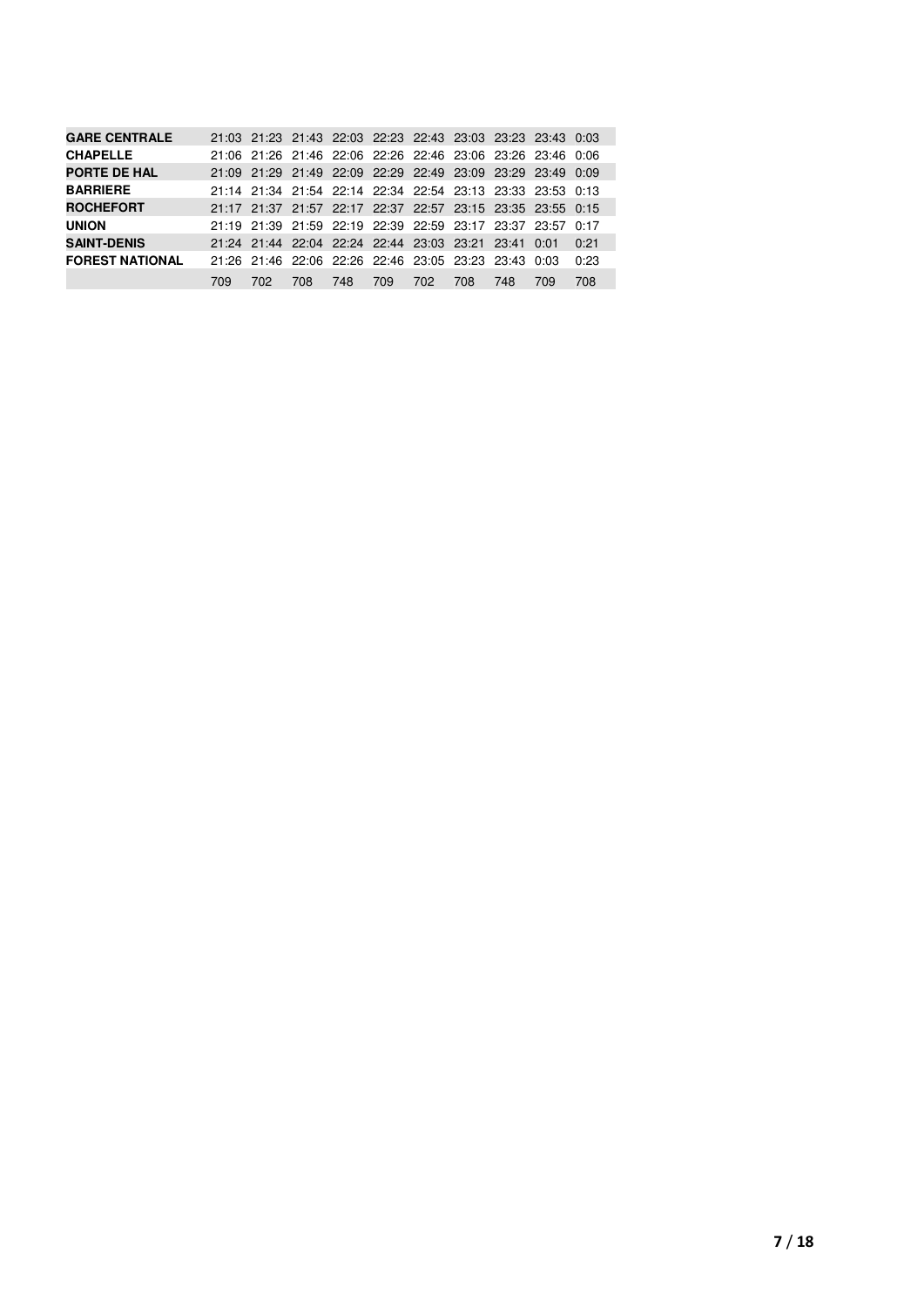| | | | | | | | | | | |
|---|---|---|---|---|---|---|---|---|---|---|
| **GARE CENTRALE** | 21:03 | 21:23 | 21:43 | 22:03 | 22:23 | 22:43 | 23:03 | 23:23 | 23:43 | 0:03 |
| **CHAPELLE** | 21:06 | 21:26 | 21:46 | 22:06 | 22:26 | 22:46 | 23:06 | 23:26 | 23:46 | 0:06 |
| **PORTE DE HAL** | 21:09 | 21:29 | 21:49 | 22:09 | 22:29 | 22:49 | 23:09 | 23:29 | 23:49 | 0:09 |
| **BARRIERE** | 21:14 | 21:34 | 21:54 | 22:14 | 22:34 | 22:54 | 23:13 | 23:33 | 23:53 | 0:13 |
| **ROCHEFORT** | 21:17 | 21:37 | 21:57 | 22:17 | 22:37 | 22:57 | 23:15 | 23:35 | 23:55 | 0:15 |
| **UNION** | 21:19 | 21:39 | 21:59 | 22:19 | 22:39 | 22:59 | 23:17 | 23:37 | 23:57 | 0:17 |
| **SAINT-DENIS** | 21:24 | 21:44 | 22:04 | 22:24 | 22:44 | 23:03 | 23:21 | 23:41 | 0:01 | 0:21 |
| **FOREST NATIONAL** | 21:26 | 21:46 | 22:06 | 22:26 | 22:46 | 23:05 | 23:23 | 23:43 | 0:03 | 0:23 |
| | 709 | 702 | 708 | 748 | 709 | 702 | 708 | 748 | 709 | 708 |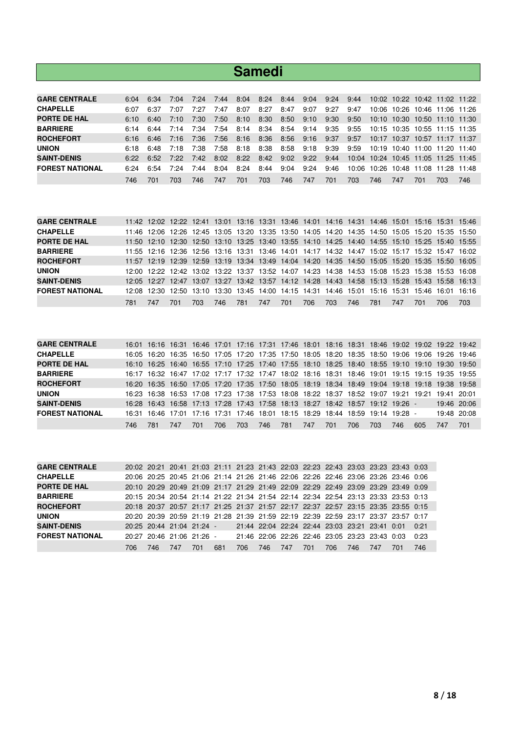# Samedi

| GARE CENTRALE | 6:04 | 6:34 | 7:04 | 7:24 | 7:44 | 8:04 | 8:24 | 8:44 | 9:04 | 9:24 | 9:44 | 10:02 | 10:22 | 10:42 | 11:02 | 11:22 |
|---|---|---|---|---|---|---|---|---|---|---|---|---|---|---|---|---|
| CHAPELLE | 6:07 | 6:37 | 7:07 | 7:27 | 7:47 | 8:07 | 8:27 | 8:47 | 9:07 | 9:27 | 9:47 | 10:06 | 10:26 | 10:46 | 11:06 | 11:26 |
| PORTE DE HAL | 6:10 | 6:40 | 7:10 | 7:30 | 7:50 | 8:10 | 8:30 | 8:50 | 9:10 | 9:30 | 9:50 | 10:10 | 10:30 | 10:50 | 11:10 | 11:30 |
| BARRIERE | 6:14 | 6:44 | 7:14 | 7:34 | 7:54 | 8:14 | 8:34 | 8:54 | 9:14 | 9:35 | 9:55 | 10:15 | 10:35 | 10:55 | 11:15 | 11:35 |
| ROCHEFORT | 6:16 | 6:46 | 7:16 | 7:36 | 7:56 | 8:16 | 8:36 | 8:56 | 9:16 | 9:37 | 9:57 | 10:17 | 10:37 | 10:57 | 11:17 | 11:37 |
| UNION | 6:18 | 6:48 | 7:18 | 7:38 | 7:58 | 8:18 | 8:38 | 8:58 | 9:18 | 9:39 | 9:59 | 10:19 | 10:40 | 11:00 | 11:20 | 11:40 |
| SAINT-DENIS | 6:22 | 6:52 | 7:22 | 7:42 | 8:02 | 8:22 | 8:42 | 9:02 | 9:22 | 9:44 | 10:04 | 10:24 | 10:45 | 11:05 | 11:25 | 11:45 |
| FOREST NATIONAL | 6:24 | 6:54 | 7:24 | 7:44 | 8:04 | 8:24 | 8:44 | 9:04 | 9:24 | 9:46 | 10:06 | 10:26 | 10:48 | 11:08 | 11:28 | 11:48 |
| | 746 | 701 | 703 | 746 | 747 | 701 | 703 | 746 | 747 | 701 | 703 | 746 | 747 | 701 | 703 | 746 |

| GARE CENTRALE | 11:42 | 12:02 | 12:22 | 12:41 | 13:01 | 13:16 | 13:31 | 13:46 | 14:01 | 14:16 | 14:31 | 14:46 | 15:01 | 15:16 | 15:31 | 15:46 |
|---|---|---|---|---|---|---|---|---|---|---|---|---|---|---|---|---|
| CHAPELLE | 11:46 | 12:06 | 12:26 | 12:45 | 13:05 | 13:20 | 13:35 | 13:50 | 14:05 | 14:20 | 14:35 | 14:50 | 15:05 | 15:20 | 15:35 | 15:50 |
| PORTE DE HAL | 11:50 | 12:10 | 12:30 | 12:50 | 13:10 | 13:25 | 13:40 | 13:55 | 14:10 | 14:25 | 14:40 | 14:55 | 15:10 | 15:25 | 15:40 | 15:55 |
| BARRIERE | 11:55 | 12:16 | 12:36 | 12:56 | 13:16 | 13:31 | 13:46 | 14:01 | 14:17 | 14:32 | 14:47 | 15:02 | 15:17 | 15:32 | 15:47 | 16:02 |
| ROCHEFORT | 11:57 | 12:19 | 12:39 | 12:59 | 13:19 | 13:34 | 13:49 | 14:04 | 14:20 | 14:35 | 14:50 | 15:05 | 15:20 | 15:35 | 15:50 | 16:05 |
| UNION | 12:00 | 12:22 | 12:42 | 13:02 | 13:22 | 13:37 | 13:52 | 14:07 | 14:23 | 14:38 | 14:53 | 15:08 | 15:23 | 15:38 | 15:53 | 16:08 |
| SAINT-DENIS | 12:05 | 12:27 | 12:47 | 13:07 | 13:27 | 13:42 | 13:57 | 14:12 | 14:28 | 14:43 | 14:58 | 15:13 | 15:28 | 15:43 | 15:58 | 16:13 |
| FOREST NATIONAL | 12:08 | 12:30 | 12:50 | 13:10 | 13:30 | 13:45 | 14:00 | 14:15 | 14:31 | 14:46 | 15:01 | 15:16 | 15:31 | 15:46 | 16:01 | 16:16 |
| | 781 | 747 | 701 | 703 | 746 | 781 | 747 | 701 | 706 | 703 | 746 | 781 | 747 | 701 | 706 | 703 |

| GARE CENTRALE | 16:01 | 16:16 | 16:31 | 16:46 | 17:01 | 17:16 | 17:31 | 17:46 | 18:01 | 18:16 | 18:31 | 18:46 | 19:02 | 19:02 | 19:22 | 19:42 |
|---|---|---|---|---|---|---|---|---|---|---|---|---|---|---|---|---|
| CHAPELLE | 16:05 | 16:20 | 16:35 | 16:50 | 17:05 | 17:20 | 17:35 | 17:50 | 18:05 | 18:20 | 18:35 | 18:50 | 19:06 | 19:06 | 19:26 | 19:46 |
| PORTE DE HAL | 16:10 | 16:25 | 16:40 | 16:55 | 17:10 | 17:25 | 17:40 | 17:55 | 18:10 | 18:25 | 18:40 | 18:55 | 19:10 | 19:10 | 19:30 | 19:50 |
| BARRIERE | 16:17 | 16:32 | 16:47 | 17:02 | 17:17 | 17:32 | 17:47 | 18:02 | 18:16 | 18:31 | 18:46 | 19:01 | 19:15 | 19:15 | 19:35 | 19:55 |
| ROCHEFORT | 16:20 | 16:35 | 16:50 | 17:05 | 17:20 | 17:35 | 17:50 | 18:05 | 18:19 | 18:34 | 18:49 | 19:04 | 19:18 | 19:18 | 19:38 | 19:58 |
| UNION | 16:23 | 16:38 | 16:53 | 17:08 | 17:23 | 17:38 | 17:53 | 18:08 | 18:22 | 18:37 | 18:52 | 19:07 | 19:21 | 19:21 | 19:41 | 20:01 |
| SAINT-DENIS | 16:28 | 16:43 | 16:58 | 17:13 | 17:28 | 17:43 | 17:58 | 18:13 | 18:27 | 18:42 | 18:57 | 19:12 | 19:26 | - | 19:46 | 20:06 |
| FOREST NATIONAL | 16:31 | 16:46 | 17:01 | 17:16 | 17:31 | 17:46 | 18:01 | 18:15 | 18:29 | 18:44 | 18:59 | 19:14 | 19:28 | - | 19:48 | 20:08 |
| | 746 | 781 | 747 | 701 | 706 | 703 | 746 | 781 | 747 | 701 | 706 | 703 | 746 | 605 | 747 | 701 |

| GARE CENTRALE | 20:02 | 20:21 | 20:41 | 21:03 | 21:11 | 21:23 | 21:43 | 22:03 | 22:23 | 22:43 | 23:03 | 23:23 | 23:43 | 0:03 |
|---|---|---|---|---|---|---|---|---|---|---|---|---|---|---|
| CHAPELLE | 20:06 | 20:25 | 20:45 | 21:06 | 21:14 | 21:26 | 21:46 | 22:06 | 22:26 | 22:46 | 23:06 | 23:26 | 23:46 | 0:06 |
| PORTE DE HAL | 20:10 | 20:29 | 20:49 | 21:09 | 21:17 | 21:29 | 21:49 | 22:09 | 22:29 | 22:49 | 23:09 | 23:29 | 23:49 | 0:09 |
| BARRIERE | 20:15 | 20:34 | 20:54 | 21:14 | 21:22 | 21:34 | 21:54 | 22:14 | 22:34 | 22:54 | 23:13 | 23:33 | 23:53 | 0:13 |
| ROCHEFORT | 20:18 | 20:37 | 20:57 | 21:17 | 21:25 | 21:37 | 21:57 | 22:17 | 22:37 | 22:57 | 23:15 | 23:35 | 23:55 | 0:15 |
| UNION | 20:20 | 20:39 | 20:59 | 21:19 | 21:28 | 21:39 | 21:59 | 22:19 | 22:39 | 22:59 | 23:17 | 23:37 | 23:57 | 0:17 |
| SAINT-DENIS | 20:25 | 20:44 | 21:04 | 21:24 | - | 21:44 | 22:04 | 22:24 | 22:44 | 23:03 | 23:21 | 23:41 | 0:01 | 0:21 |
| FOREST NATIONAL | 20:27 | 20:46 | 21:06 | 21:26 | - | 21:46 | 22:06 | 22:26 | 22:46 | 23:05 | 23:23 | 23:43 | 0:03 | 0:23 |
| | 706 | 746 | 747 | 701 | 681 | 706 | 746 | 747 | 701 | 706 | 746 | 747 | 701 | 746 |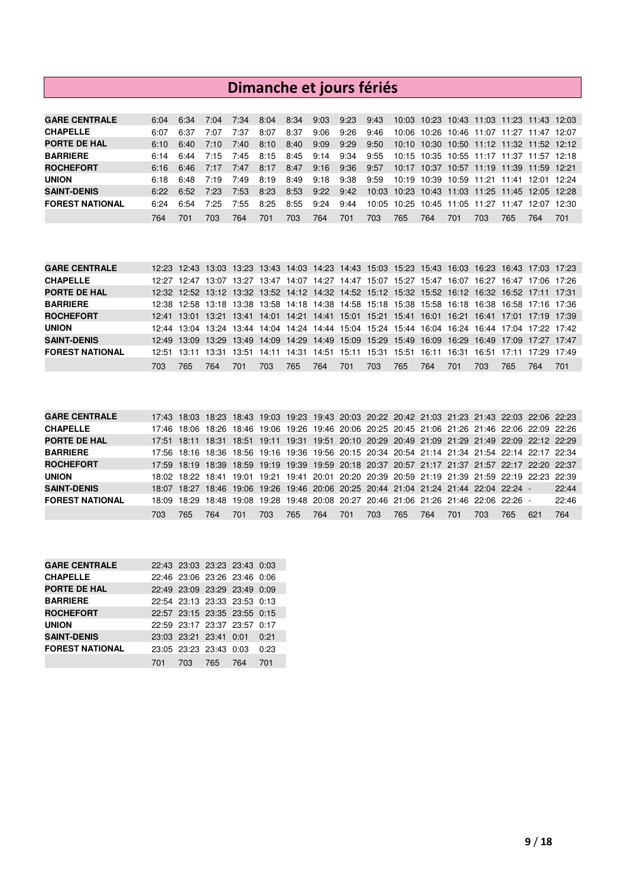# Dimanche et jours fériés

| | | | | | | | | | | | | | | | | |
|---|---|---|---|---|---|---|---|---|---|---|---|---|---|---|---|---|
| **GARE CENTRALE** | 6:04 | 6:34 | 7:04 | 7:34 | 8:04 | 8:34 | 9:03 | 9:23 | 9:43 | 10:03 | 10:23 | 10:43 | 11:03 | 11:23 | 11:43 | 12:03 |
| **CHAPELLE** | 6:07 | 6:37 | 7:07 | 7:37 | 8:07 | 8:37 | 9:06 | 9:26 | 9:46 | 10:06 | 10:26 | 10:46 | 11:07 | 11:27 | 11:47 | 12:07 |
| **PORTE DE HAL** | 6:10 | 6:40 | 7:10 | 7:40 | 8:10 | 8:40 | 9:09 | 9:29 | 9:50 | 10:10 | 10:30 | 10:50 | 11:12 | 11:32 | 11:52 | 12:12 |
| **BARRIERE** | 6:14 | 6:44 | 7:15 | 7:45 | 8:15 | 8:45 | 9:14 | 9:34 | 9:55 | 10:15 | 10:35 | 10:55 | 11:17 | 11:37 | 11:57 | 12:18 |
| **ROCHEFORT** | 6:16 | 6:46 | 7:17 | 7:47 | 8:17 | 8:47 | 9:16 | 9:36 | 9:57 | 10:17 | 10:37 | 10:57 | 11:19 | 11:39 | 11:59 | 12:21 |
| **UNION** | 6:18 | 6:48 | 7:19 | 7:49 | 8:19 | 8:49 | 9:18 | 9:38 | 9:59 | 10:19 | 10:39 | 10:59 | 11:21 | 11:41 | 12:01 | 12:24 |
| **SAINT-DENIS** | 6:22 | 6:52 | 7:23 | 7:53 | 8:23 | 8:53 | 9:22 | 9:42 | 10:03 | 10:23 | 10:43 | 11:03 | 11:25 | 11:45 | 12:05 | 12:28 |
| **FOREST NATIONAL** | 6:24 | 6:54 | 7:25 | 7:55 | 8:25 | 8:55 | 9:24 | 9:44 | 10:05 | 10:25 | 10:45 | 11:05 | 11:27 | 11:47 | 12:07 | 12:30 |
| | 764 | 701 | 703 | 764 | 701 | 703 | 764 | 701 | 703 | 765 | 764 | 701 | 703 | 765 | 764 | 701 |

| | | | | | | | | | | | | | | | | |
|---|---|---|---|---|---|---|---|---|---|---|---|---|---|---|---|---|
| **GARE CENTRALE** | 12:23 | 12:43 | 13:03 | 13:23 | 13:43 | 14:03 | 14:23 | 14:43 | 15:03 | 15:23 | 15:43 | 16:03 | 16:23 | 16:43 | 17:03 | 17:23 |
| **CHAPELLE** | 12:27 | 12:47 | 13:07 | 13:27 | 13:47 | 14:07 | 14:27 | 14:47 | 15:07 | 15:27 | 15:47 | 16:07 | 16:27 | 16:47 | 17:06 | 17:26 |
| **PORTE DE HAL** | 12:32 | 12:52 | 13:12 | 13:32 | 13:52 | 14:12 | 14:32 | 14:52 | 15:12 | 15:32 | 15:52 | 16:12 | 16:32 | 16:52 | 17:11 | 17:31 |
| **BARRIERE** | 12:38 | 12:58 | 13:18 | 13:38 | 13:58 | 14:18 | 14:38 | 14:58 | 15:18 | 15:38 | 15:58 | 16:18 | 16:38 | 16:58 | 17:16 | 17:36 |
| **ROCHEFORT** | 12:41 | 13:01 | 13:21 | 13:41 | 14:01 | 14:21 | 14:41 | 15:01 | 15:21 | 15:41 | 16:01 | 16:21 | 16:41 | 17:01 | 17:19 | 17:39 |
| **UNION** | 12:44 | 13:04 | 13:24 | 13:44 | 14:04 | 14:24 | 14:44 | 15:04 | 15:24 | 15:44 | 16:04 | 16:24 | 16:44 | 17:04 | 17:22 | 17:42 |
| **SAINT-DENIS** | 12:49 | 13:09 | 13:29 | 13:49 | 14:09 | 14:29 | 14:49 | 15:09 | 15:29 | 15:49 | 16:09 | 16:29 | 16:49 | 17:09 | 17:27 | 17:47 |
| **FOREST NATIONAL** | 12:51 | 13:11 | 13:31 | 13:51 | 14:11 | 14:31 | 14:51 | 15:11 | 15:31 | 15:51 | 16:11 | 16:31 | 16:51 | 17:11 | 17:29 | 17:49 |
| | 703 | 765 | 764 | 701 | 703 | 765 | 764 | 701 | 703 | 765 | 764 | 701 | 703 | 765 | 764 | 701 |

| | | | | | | | | | | | | | | | | |
|---|---|---|---|---|---|---|---|---|---|---|---|---|---|---|---|---|
| **GARE CENTRALE** | 17:43 | 18:03 | 18:23 | 18:43 | 19:03 | 19:23 | 19:43 | 20:03 | 20:22 | 20:42 | 21:03 | 21:23 | 21:43 | 22:03 | 22:06 | 22:23 |
| **CHAPELLE** | 17:46 | 18:06 | 18:26 | 18:46 | 19:06 | 19:26 | 19:46 | 20:06 | 20:25 | 20:45 | 21:06 | 21:26 | 21:46 | 22:06 | 22:09 | 22:26 |
| **PORTE DE HAL** | 17:51 | 18:11 | 18:31 | 18:51 | 19:11 | 19:31 | 19:51 | 20:10 | 20:29 | 20:49 | 21:09 | 21:29 | 21:49 | 22:09 | 22:12 | 22:29 |
| **BARRIERE** | 17:56 | 18:16 | 18:36 | 18:56 | 19:16 | 19:36 | 19:56 | 20:15 | 20:34 | 20:54 | 21:14 | 21:34 | 21:54 | 22:14 | 22:17 | 22:34 |
| **ROCHEFORT** | 17:59 | 18:19 | 18:39 | 18:59 | 19:19 | 19:39 | 19:59 | 20:18 | 20:37 | 20:57 | 21:17 | 21:37 | 21:57 | 22:17 | 22:20 | 22:37 |
| **UNION** | 18:02 | 18:22 | 18:41 | 19:01 | 19:21 | 19:41 | 20:01 | 20:20 | 20:39 | 20:59 | 21:19 | 21:39 | 21:59 | 22:19 | 22:23 | 22:39 |
| **SAINT-DENIS** | 18:07 | 18:27 | 18:46 | 19:06 | 19:26 | 19:46 | 20:06 | 20:25 | 20:44 | 21:04 | 21:24 | 21:44 | 22:04 | 22:24 | - | 22:44 |
| **FOREST NATIONAL** | 18:09 | 18:29 | 18:48 | 19:08 | 19:28 | 19:48 | 20:08 | 20:27 | 20:46 | 21:06 | 21:26 | 21:46 | 22:06 | 22:26 | - | 22:46 |
| | 703 | 765 | 764 | 701 | 703 | 765 | 764 | 701 | 703 | 765 | 764 | 701 | 703 | 765 | 621 | 764 |

| | | | | | |
|---|---|---|---|---|---|
| **GARE CENTRALE** | 22:43 | 23:03 | 23:23 | 23:43 | 0:03 |
| **CHAPELLE** | 22:46 | 23:06 | 23:26 | 23:46 | 0:06 |
| **PORTE DE HAL** | 22:49 | 23:09 | 23:29 | 23:49 | 0:09 |
| **BARRIERE** | 22:54 | 23:13 | 23:33 | 23:53 | 0:13 |
| **ROCHEFORT** | 22:57 | 23:15 | 23:35 | 23:55 | 0:15 |
| **UNION** | 22:59 | 23:17 | 23:37 | 23:57 | 0:17 |
| **SAINT-DENIS** | 23:03 | 23:21 | 23:41 | 0:01 | 0:21 |
| **FOREST NATIONAL** | 23:05 | 23:23 | 23:43 | 0:03 | 0:23 |
| | 701 | 703 | 765 | 764 | 701 |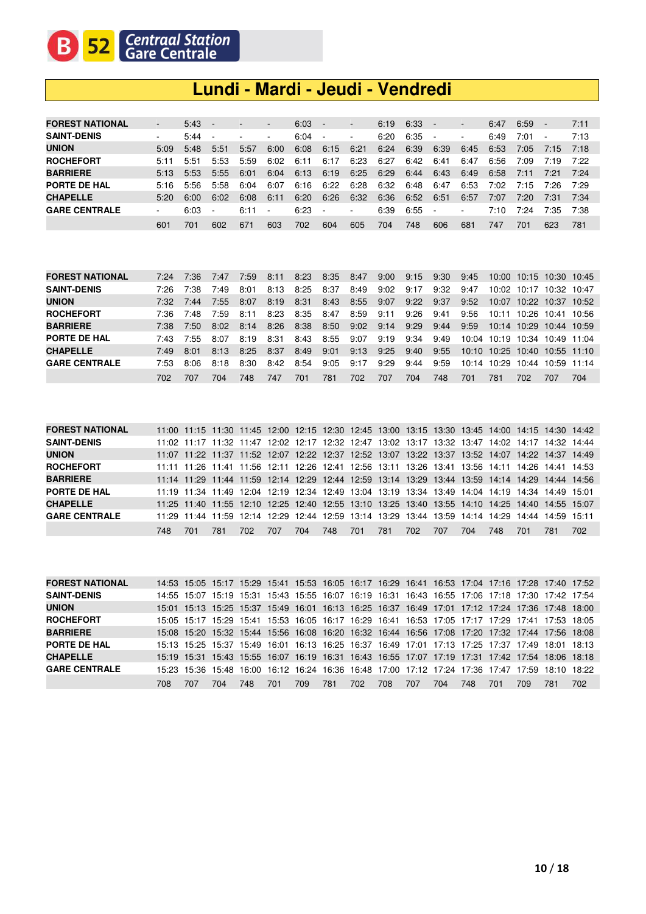B 52 Centraal Station / Gare Centrale

# Lundi - Mardi - Jeudi - Vendredi

| | | | | | | | | | | | | | | | | |
|---|---|---|---|---|---|---|---|---|---|---|---|---|---|---|---|---|
| **FOREST NATIONAL** | - | 5:43 | - | - | - | 6:03 | - | - | 6:19 | 6:33 | - | - | 6:47 | 6:59 | - | 7:11 |
| **SAINT-DENIS** | - | 5:44 | - | - | - | 6:04 | - | - | 6:20 | 6:35 | - | - | 6:49 | 7:01 | - | 7:13 |
| **UNION** | 5:09 | 5:48 | 5:51 | 5:57 | 6:00 | 6:08 | 6:15 | 6:21 | 6:24 | 6:39 | 6:39 | 6:45 | 6:53 | 7:05 | 7:15 | 7:18 |
| **ROCHEFORT** | 5:11 | 5:51 | 5:53 | 5:59 | 6:02 | 6:11 | 6:17 | 6:23 | 6:27 | 6:42 | 6:41 | 6:47 | 6:56 | 7:09 | 7:19 | 7:22 |
| **BARRIERE** | 5:13 | 5:53 | 5:55 | 6:01 | 6:04 | 6:13 | 6:19 | 6:25 | 6:29 | 6:44 | 6:43 | 6:49 | 6:58 | 7:11 | 7:21 | 7:24 |
| **PORTE DE HAL** | 5:16 | 5:56 | 5:58 | 6:04 | 6:07 | 6:16 | 6:22 | 6:28 | 6:32 | 6:48 | 6:47 | 6:53 | 7:02 | 7:15 | 7:26 | 7:29 |
| **CHAPELLE** | 5:20 | 6:00 | 6:02 | 6:08 | 6:11 | 6:20 | 6:26 | 6:32 | 6:36 | 6:52 | 6:51 | 6:57 | 7:07 | 7:20 | 7:31 | 7:34 |
| **GARE CENTRALE** | - | 6:03 | - | 6:11 | - | 6:23 | - | - | 6:39 | 6:55 | - | - | 7:10 | 7:24 | 7:35 | 7:38 |
| | 601 | 701 | 602 | 671 | 603 | 702 | 604 | 605 | 704 | 748 | 606 | 681 | 747 | 701 | 623 | 781 |

| | | | | | | | | | | | | | | | | |
|---|---|---|---|---|---|---|---|---|---|---|---|---|---|---|---|---|
| **FOREST NATIONAL** | 7:24 | 7:36 | 7:47 | 7:59 | 8:11 | 8:23 | 8:35 | 8:47 | 9:00 | 9:15 | 9:30 | 9:45 | 10:00 | 10:15 | 10:30 | 10:45 |
| **SAINT-DENIS** | 7:26 | 7:38 | 7:49 | 8:01 | 8:13 | 8:25 | 8:37 | 8:49 | 9:02 | 9:17 | 9:32 | 9:47 | 10:02 | 10:17 | 10:32 | 10:47 |
| **UNION** | 7:32 | 7:44 | 7:55 | 8:07 | 8:19 | 8:31 | 8:43 | 8:55 | 9:07 | 9:22 | 9:37 | 9:52 | 10:07 | 10:22 | 10:37 | 10:52 |
| **ROCHEFORT** | 7:36 | 7:48 | 7:59 | 8:11 | 8:23 | 8:35 | 8:47 | 8:59 | 9:11 | 9:26 | 9:41 | 9:56 | 10:11 | 10:26 | 10:41 | 10:56 |
| **BARRIERE** | 7:38 | 7:50 | 8:02 | 8:14 | 8:26 | 8:38 | 8:50 | 9:02 | 9:14 | 9:29 | 9:44 | 9:59 | 10:14 | 10:29 | 10:44 | 10:59 |
| **PORTE DE HAL** | 7:43 | 7:55 | 8:07 | 8:19 | 8:31 | 8:43 | 8:55 | 9:07 | 9:19 | 9:34 | 9:49 | 10:04 | 10:19 | 10:34 | 10:49 | 11:04 |
| **CHAPELLE** | 7:49 | 8:01 | 8:13 | 8:25 | 8:37 | 8:49 | 9:01 | 9:13 | 9:25 | 9:40 | 9:55 | 10:10 | 10:25 | 10:40 | 10:55 | 11:10 |
| **GARE CENTRALE** | 7:53 | 8:06 | 8:18 | 8:30 | 8:42 | 8:54 | 9:05 | 9:17 | 9:29 | 9:44 | 9:59 | 10:14 | 10:29 | 10:44 | 10:59 | 11:14 |
| | 702 | 707 | 704 | 748 | 747 | 701 | 781 | 702 | 707 | 704 | 748 | 701 | 781 | 702 | 707 | 704 |

| | | | | | | | | | | | | | | | | |
|---|---|---|---|---|---|---|---|---|---|---|---|---|---|---|---|---|
| **FOREST NATIONAL** | 11:00 | 11:15 | 11:30 | 11:45 | 12:00 | 12:15 | 12:30 | 12:45 | 13:00 | 13:15 | 13:30 | 13:45 | 14:00 | 14:15 | 14:30 | 14:42 |
| **SAINT-DENIS** | 11:02 | 11:17 | 11:32 | 11:47 | 12:02 | 12:17 | 12:32 | 12:47 | 13:02 | 13:17 | 13:32 | 13:47 | 14:02 | 14:17 | 14:32 | 14:44 |
| **UNION** | 11:07 | 11:22 | 11:37 | 11:52 | 12:07 | 12:22 | 12:37 | 12:52 | 13:07 | 13:22 | 13:37 | 13:52 | 14:07 | 14:22 | 14:37 | 14:49 |
| **ROCHEFORT** | 11:11 | 11:26 | 11:41 | 11:56 | 12:11 | 12:26 | 12:41 | 12:56 | 13:11 | 13:26 | 13:41 | 13:56 | 14:11 | 14:26 | 14:41 | 14:53 |
| **BARRIERE** | 11:14 | 11:29 | 11:44 | 11:59 | 12:14 | 12:29 | 12:44 | 12:59 | 13:14 | 13:29 | 13:44 | 13:59 | 14:14 | 14:29 | 14:44 | 14:56 |
| **PORTE DE HAL** | 11:19 | 11:34 | 11:49 | 12:04 | 12:19 | 12:34 | 12:49 | 13:04 | 13:19 | 13:34 | 13:49 | 14:04 | 14:19 | 14:34 | 14:49 | 15:01 |
| **CHAPELLE** | 11:25 | 11:40 | 11:55 | 12:10 | 12:25 | 12:40 | 12:55 | 13:10 | 13:25 | 13:40 | 13:55 | 14:10 | 14:25 | 14:40 | 14:55 | 15:07 |
| **GARE CENTRALE** | 11:29 | 11:44 | 11:59 | 12:14 | 12:29 | 12:44 | 12:59 | 13:14 | 13:29 | 13:44 | 13:59 | 14:14 | 14:29 | 14:44 | 14:59 | 15:11 |
| | 748 | 701 | 781 | 702 | 707 | 704 | 748 | 701 | 781 | 702 | 707 | 704 | 748 | 701 | 781 | 702 |

| | | | | | | | | | | | | | | | | |
|---|---|---|---|---|---|---|---|---|---|---|---|---|---|---|---|---|
| **FOREST NATIONAL** | 14:53 | 15:05 | 15:17 | 15:29 | 15:41 | 15:53 | 16:05 | 16:17 | 16:29 | 16:41 | 16:53 | 17:04 | 17:16 | 17:28 | 17:40 | 17:52 |
| **SAINT-DENIS** | 14:55 | 15:07 | 15:19 | 15:31 | 15:43 | 15:55 | 16:07 | 16:19 | 16:31 | 16:43 | 16:55 | 17:06 | 17:18 | 17:30 | 17:42 | 17:54 |
| **UNION** | 15:01 | 15:13 | 15:25 | 15:37 | 15:49 | 16:01 | 16:13 | 16:25 | 16:37 | 16:49 | 17:01 | 17:12 | 17:24 | 17:36 | 17:48 | 18:00 |
| **ROCHEFORT** | 15:05 | 15:17 | 15:29 | 15:41 | 15:53 | 16:05 | 16:17 | 16:29 | 16:41 | 16:53 | 17:05 | 17:17 | 17:29 | 17:41 | 17:53 | 18:05 |
| **BARRIERE** | 15:08 | 15:20 | 15:32 | 15:44 | 15:56 | 16:08 | 16:20 | 16:32 | 16:44 | 16:56 | 17:08 | 17:20 | 17:32 | 17:44 | 17:56 | 18:08 |
| **PORTE DE HAL** | 15:13 | 15:25 | 15:37 | 15:49 | 16:01 | 16:13 | 16:25 | 16:37 | 16:49 | 17:01 | 17:13 | 17:25 | 17:37 | 17:49 | 18:01 | 18:13 |
| **CHAPELLE** | 15:19 | 15:31 | 15:43 | 15:55 | 16:07 | 16:19 | 16:31 | 16:43 | 16:55 | 17:07 | 17:19 | 17:31 | 17:42 | 17:54 | 18:06 | 18:18 |
| **GARE CENTRALE** | 15:23 | 15:36 | 15:48 | 16:00 | 16:12 | 16:24 | 16:36 | 16:48 | 17:00 | 17:12 | 17:24 | 17:36 | 17:47 | 17:59 | 18:10 | 18:22 |
| | 708 | 707 | 704 | 748 | 701 | 709 | 781 | 702 | 708 | 707 | 704 | 748 | 701 | 709 | 781 | 702 |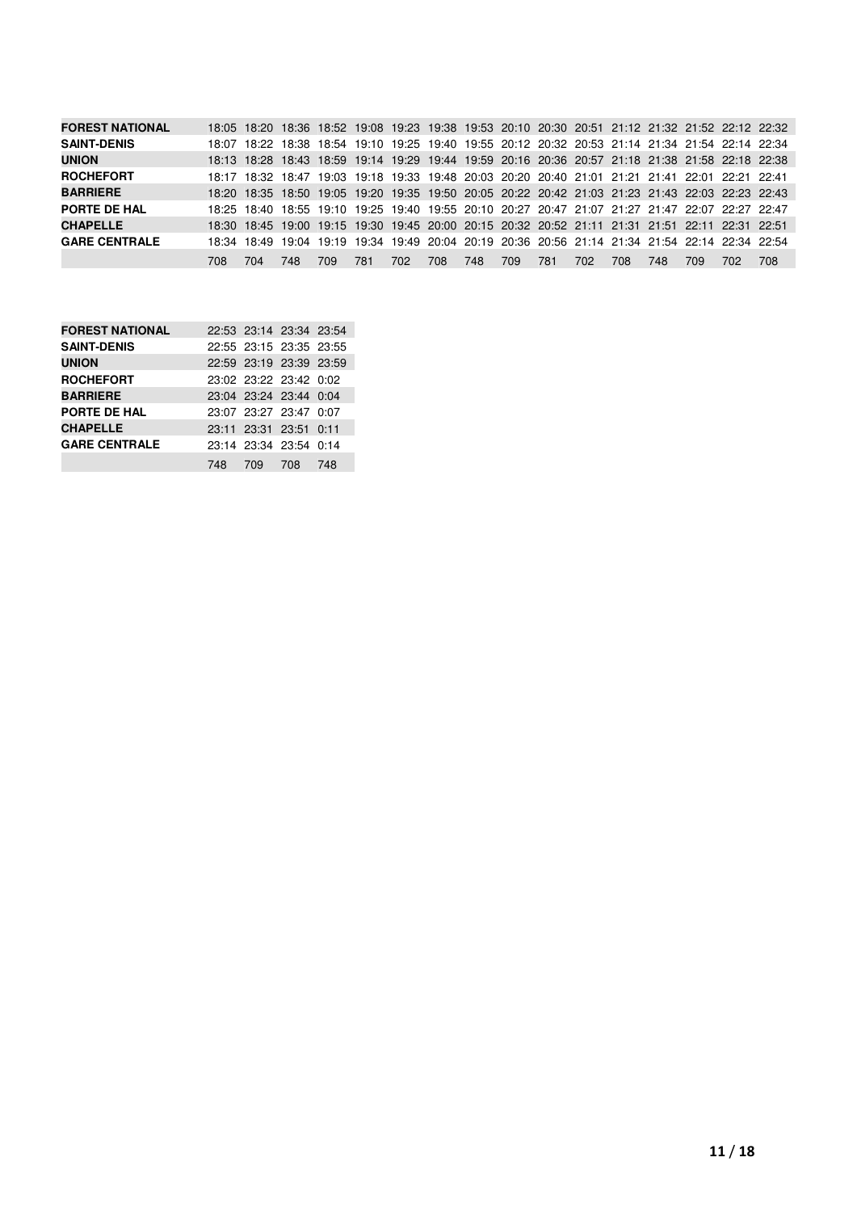| FOREST NATIONAL | 18:05 | 18:20 | 18:36 | 18:52 | 19:08 | 19:23 | 19:38 | 19:53 | 20:10 | 20:30 | 20:51 | 21:12 | 21:32 | 21:52 | 22:12 | 22:32 |
|---|---|---|---|---|---|---|---|---|---|---|---|---|---|---|---|---|
| SAINT-DENIS | 18:07 | 18:22 | 18:38 | 18:54 | 19:10 | 19:25 | 19:40 | 19:55 | 20:12 | 20:32 | 20:53 | 21:14 | 21:34 | 21:54 | 22:14 | 22:34 |
| UNION | 18:13 | 18:28 | 18:43 | 18:59 | 19:14 | 19:29 | 19:44 | 19:59 | 20:16 | 20:36 | 20:57 | 21:18 | 21:38 | 21:58 | 22:18 | 22:38 |
| ROCHEFORT | 18:17 | 18:32 | 18:47 | 19:03 | 19:18 | 19:33 | 19:48 | 20:03 | 20:20 | 20:40 | 21:01 | 21:21 | 21:41 | 22:01 | 22:21 | 22:41 |
| BARRIERE | 18:20 | 18:35 | 18:50 | 19:05 | 19:20 | 19:35 | 19:50 | 20:05 | 20:22 | 20:42 | 21:03 | 21:23 | 21:43 | 22:03 | 22:23 | 22:43 |
| PORTE DE HAL | 18:25 | 18:40 | 18:55 | 19:10 | 19:25 | 19:40 | 19:55 | 20:10 | 20:27 | 20:47 | 21:07 | 21:27 | 21:47 | 22:07 | 22:27 | 22:47 |
| CHAPELLE | 18:30 | 18:45 | 19:00 | 19:15 | 19:30 | 19:45 | 20:00 | 20:15 | 20:32 | 20:52 | 21:11 | 21:31 | 21:51 | 22:11 | 22:31 | 22:51 |
| GARE CENTRALE | 18:34 | 18:49 | 19:04 | 19:19 | 19:34 | 19:49 | 20:04 | 20:19 | 20:36 | 20:56 | 21:14 | 21:34 | 21:54 | 22:14 | 22:34 | 22:54 |
| | 708 | 704 | 748 | 709 | 781 | 702 | 708 | 748 | 709 | 781 | 702 | 708 | 748 | 709 | 702 | 708 |

| FOREST NATIONAL | 22:53 | 23:14 | 23:34 | 23:54 |
|---|---|---|---|---|
| SAINT-DENIS | 22:55 | 23:15 | 23:35 | 23:55 |
| UNION | 22:59 | 23:19 | 23:39 | 23:59 |
| ROCHEFORT | 23:02 | 23:22 | 23:42 | 0:02 |
| BARRIERE | 23:04 | 23:24 | 23:44 | 0:04 |
| PORTE DE HAL | 23:07 | 23:27 | 23:47 | 0:07 |
| CHAPELLE | 23:11 | 23:31 | 23:51 | 0:11 |
| GARE CENTRALE | 23:14 | 23:34 | 23:54 | 0:14 |
| | 748 | 709 | 708 | 748 |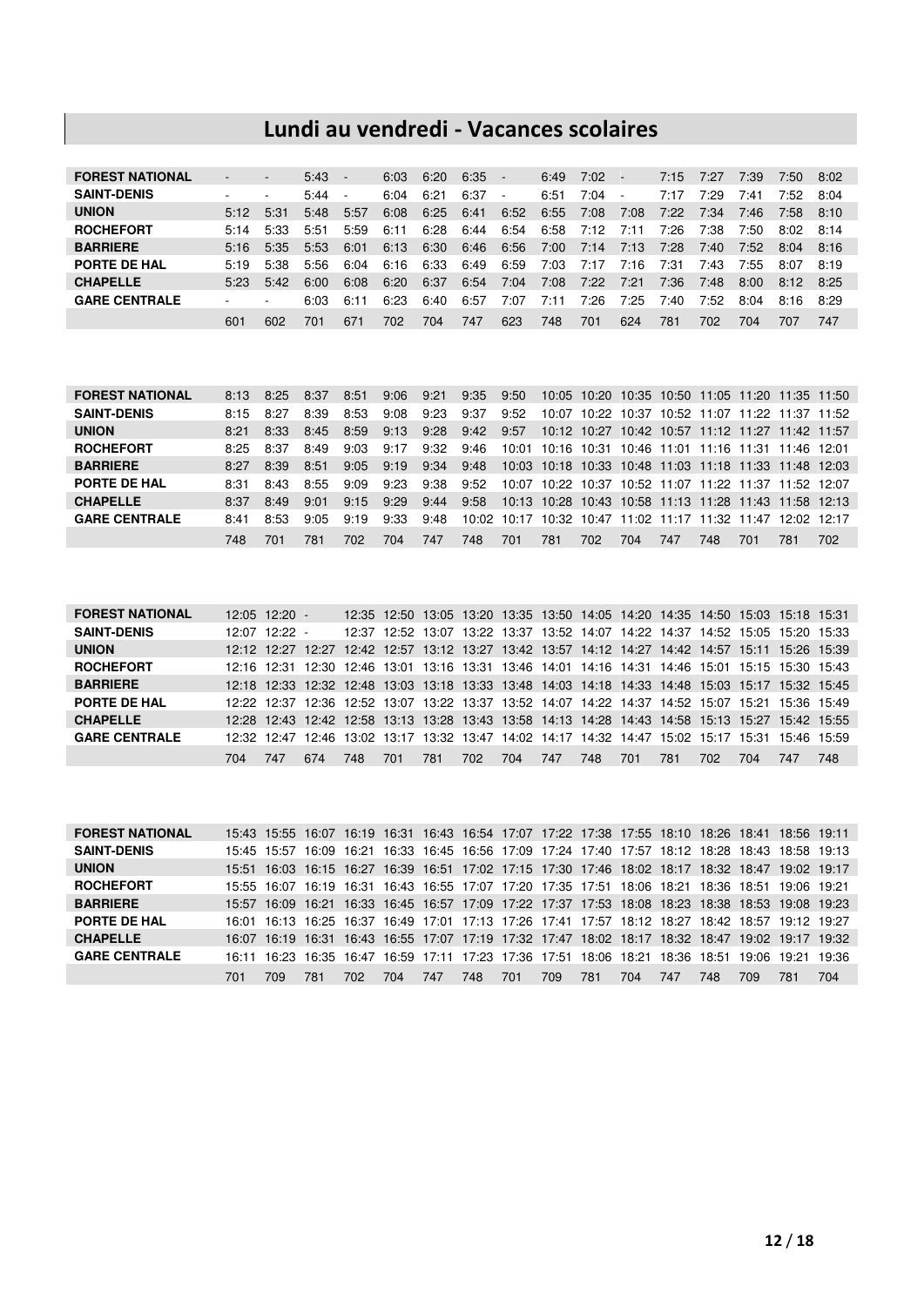# Lundi au vendredi - Vacances scolaires

| | | | | | | | | | | | | | | | | |
|---|---|---|---|---|---|---|---|---|---|---|---|---|---|---|---|---|
| **FOREST NATIONAL** | - | - | 5:43 | - | 6:03 | 6:20 | 6:35 | - | 6:49 | 7:02 | - | 7:15 | 7:27 | 7:39 | 7:50 | 8:02 |
| **SAINT-DENIS** | - | - | 5:44 | - | 6:04 | 6:21 | 6:37 | - | 6:51 | 7:04 | - | 7:17 | 7:29 | 7:41 | 7:52 | 8:04 |
| **UNION** | 5:12 | 5:31 | 5:48 | 5:57 | 6:08 | 6:25 | 6:41 | 6:52 | 6:55 | 7:08 | 7:08 | 7:22 | 7:34 | 7:46 | 7:58 | 8:10 |
| **ROCHEFORT** | 5:14 | 5:33 | 5:51 | 5:59 | 6:11 | 6:28 | 6:44 | 6:54 | 6:58 | 7:12 | 7:11 | 7:26 | 7:38 | 7:50 | 8:02 | 8:14 |
| **BARRIERE** | 5:16 | 5:35 | 5:53 | 6:01 | 6:13 | 6:30 | 6:46 | 6:56 | 7:00 | 7:14 | 7:13 | 7:28 | 7:40 | 7:52 | 8:04 | 8:16 |
| **PORTE DE HAL** | 5:19 | 5:38 | 5:56 | 6:04 | 6:16 | 6:33 | 6:49 | 6:59 | 7:03 | 7:17 | 7:16 | 7:31 | 7:43 | 7:55 | 8:07 | 8:19 |
| **CHAPELLE** | 5:23 | 5:42 | 6:00 | 6:08 | 6:20 | 6:37 | 6:54 | 7:04 | 7:08 | 7:22 | 7:21 | 7:36 | 7:48 | 8:00 | 8:12 | 8:25 |
| **GARE CENTRALE** | - | - | 6:03 | 6:11 | 6:23 | 6:40 | 6:57 | 7:07 | 7:11 | 7:26 | 7:25 | 7:40 | 7:52 | 8:04 | 8:16 | 8:29 |
| | 601 | 602 | 701 | 671 | 702 | 704 | 747 | 623 | 748 | 701 | 624 | 781 | 702 | 704 | 707 | 747 |

| | | | | | | | | | | | | | | | | |
|---|---|---|---|---|---|---|---|---|---|---|---|---|---|---|---|---|
| **FOREST NATIONAL** | 8:13 | 8:25 | 8:37 | 8:51 | 9:06 | 9:21 | 9:35 | 9:50 | 10:05 | 10:20 | 10:35 | 10:50 | 11:05 | 11:20 | 11:35 | 11:50 |
| **SAINT-DENIS** | 8:15 | 8:27 | 8:39 | 8:53 | 9:08 | 9:23 | 9:37 | 9:52 | 10:07 | 10:22 | 10:37 | 10:52 | 11:07 | 11:22 | 11:37 | 11:52 |
| **UNION** | 8:21 | 8:33 | 8:45 | 8:59 | 9:13 | 9:28 | 9:42 | 9:57 | 10:12 | 10:27 | 10:42 | 10:57 | 11:12 | 11:27 | 11:42 | 11:57 |
| **ROCHEFORT** | 8:25 | 8:37 | 8:49 | 9:03 | 9:17 | 9:32 | 9:46 | 10:01 | 10:16 | 10:31 | 10:46 | 11:01 | 11:16 | 11:31 | 11:46 | 12:01 |
| **BARRIERE** | 8:27 | 8:39 | 8:51 | 9:05 | 9:19 | 9:34 | 9:48 | 10:03 | 10:18 | 10:33 | 10:48 | 11:03 | 11:18 | 11:33 | 11:48 | 12:03 |
| **PORTE DE HAL** | 8:31 | 8:43 | 8:55 | 9:09 | 9:23 | 9:38 | 9:52 | 10:07 | 10:22 | 10:37 | 10:52 | 11:07 | 11:22 | 11:37 | 11:52 | 12:07 |
| **CHAPELLE** | 8:37 | 8:49 | 9:01 | 9:15 | 9:29 | 9:44 | 9:58 | 10:13 | 10:28 | 10:43 | 10:58 | 11:13 | 11:28 | 11:43 | 11:58 | 12:13 |
| **GARE CENTRALE** | 8:41 | 8:53 | 9:05 | 9:19 | 9:33 | 9:48 | 10:02 | 10:17 | 10:32 | 10:47 | 11:02 | 11:17 | 11:32 | 11:47 | 12:02 | 12:17 |
| | 748 | 701 | 781 | 702 | 704 | 747 | 748 | 701 | 781 | 702 | 704 | 747 | 748 | 701 | 781 | 702 |

| | | | | | | | | | | | | | | | | |
|---|---|---|---|---|---|---|---|---|---|---|---|---|---|---|---|---|
| **FOREST NATIONAL** | 12:05 | 12:20 | - | 12:35 | 12:50 | 13:05 | 13:20 | 13:35 | 13:50 | 14:05 | 14:20 | 14:35 | 14:50 | 15:03 | 15:18 | 15:31 |
| **SAINT-DENIS** | 12:07 | 12:22 | - | 12:37 | 12:52 | 13:07 | 13:22 | 13:37 | 13:52 | 14:07 | 14:22 | 14:37 | 14:52 | 15:05 | 15:20 | 15:33 |
| **UNION** | 12:12 | 12:27 | 12:27 | 12:42 | 12:57 | 13:12 | 13:27 | 13:42 | 13:57 | 14:12 | 14:27 | 14:42 | 14:57 | 15:11 | 15:26 | 15:39 |
| **ROCHEFORT** | 12:16 | 12:31 | 12:30 | 12:46 | 13:01 | 13:16 | 13:31 | 13:46 | 14:01 | 14:16 | 14:31 | 14:46 | 15:01 | 15:15 | 15:30 | 15:43 |
| **BARRIERE** | 12:18 | 12:33 | 12:32 | 12:48 | 13:03 | 13:18 | 13:33 | 13:48 | 14:03 | 14:18 | 14:33 | 14:48 | 15:03 | 15:17 | 15:32 | 15:45 |
| **PORTE DE HAL** | 12:22 | 12:37 | 12:36 | 12:52 | 13:07 | 13:22 | 13:37 | 13:52 | 14:07 | 14:22 | 14:37 | 14:52 | 15:07 | 15:21 | 15:36 | 15:49 |
| **CHAPELLE** | 12:28 | 12:43 | 12:42 | 12:58 | 13:13 | 13:28 | 13:43 | 13:58 | 14:13 | 14:28 | 14:43 | 14:58 | 15:13 | 15:27 | 15:42 | 15:55 |
| **GARE CENTRALE** | 12:32 | 12:47 | 12:46 | 13:02 | 13:17 | 13:32 | 13:47 | 14:02 | 14:17 | 14:32 | 14:47 | 15:02 | 15:17 | 15:31 | 15:46 | 15:59 |
| | 704 | 747 | 674 | 748 | 701 | 781 | 702 | 704 | 747 | 748 | 701 | 781 | 702 | 704 | 747 | 748 |

| | | | | | | | | | | | | | | | | |
|---|---|---|---|---|---|---|---|---|---|---|---|---|---|---|---|---|
| **FOREST NATIONAL** | 15:43 | 15:55 | 16:07 | 16:19 | 16:31 | 16:43 | 16:54 | 17:07 | 17:22 | 17:38 | 17:55 | 18:10 | 18:26 | 18:41 | 18:56 | 19:11 |
| **SAINT-DENIS** | 15:45 | 15:57 | 16:09 | 16:21 | 16:33 | 16:45 | 16:56 | 17:09 | 17:24 | 17:40 | 17:57 | 18:12 | 18:28 | 18:43 | 18:58 | 19:13 |
| **UNION** | 15:51 | 16:03 | 16:15 | 16:27 | 16:39 | 16:51 | 17:02 | 17:15 | 17:30 | 17:46 | 18:02 | 18:17 | 18:32 | 18:47 | 19:02 | 19:17 |
| **ROCHEFORT** | 15:55 | 16:07 | 16:19 | 16:31 | 16:43 | 16:55 | 17:07 | 17:20 | 17:35 | 17:51 | 18:06 | 18:21 | 18:36 | 18:51 | 19:06 | 19:21 |
| **BARRIERE** | 15:57 | 16:09 | 16:21 | 16:33 | 16:45 | 16:57 | 17:09 | 17:22 | 17:37 | 17:53 | 18:08 | 18:23 | 18:38 | 18:53 | 19:08 | 19:23 |
| **PORTE DE HAL** | 16:01 | 16:13 | 16:25 | 16:37 | 16:49 | 17:01 | 17:13 | 17:26 | 17:41 | 17:57 | 18:12 | 18:27 | 18:42 | 18:57 | 19:12 | 19:27 |
| **CHAPELLE** | 16:07 | 16:19 | 16:31 | 16:43 | 16:55 | 17:07 | 17:19 | 17:32 | 17:47 | 18:02 | 18:17 | 18:32 | 18:47 | 19:02 | 19:17 | 19:32 |
| **GARE CENTRALE** | 16:11 | 16:23 | 16:35 | 16:47 | 16:59 | 17:11 | 17:23 | 17:36 | 17:51 | 18:06 | 18:21 | 18:36 | 18:51 | 19:06 | 19:21 | 19:36 |
| | 701 | 709 | 781 | 702 | 704 | 747 | 748 | 701 | 709 | 781 | 704 | 747 | 748 | 709 | 781 | 704 |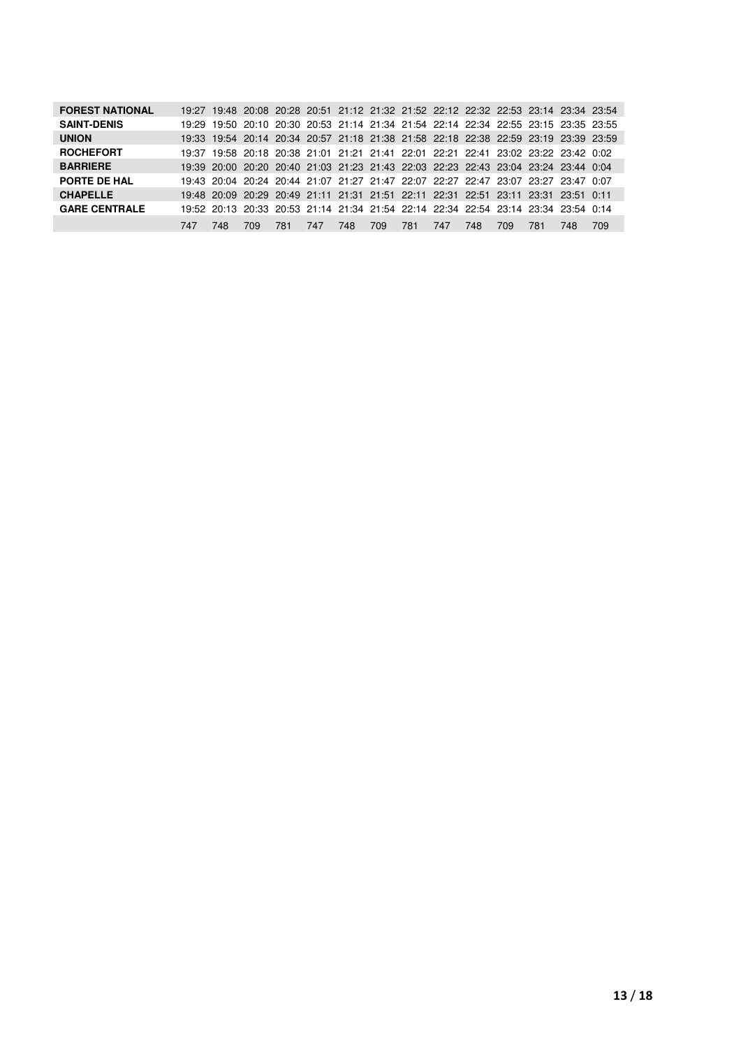| | | | | | | | | | | | | | | |
|---|---|---|---|---|---|---|---|---|---|---|---|---|---|---|
| **FOREST NATIONAL** | 19:27 | 19:48 | 20:08 | 20:28 | 20:51 | 21:12 | 21:32 | 21:52 | 22:12 | 22:32 | 22:53 | 23:14 | 23:34 | 23:54 |
| **SAINT-DENIS** | 19:29 | 19:50 | 20:10 | 20:30 | 20:53 | 21:14 | 21:34 | 21:54 | 22:14 | 22:34 | 22:55 | 23:15 | 23:35 | 23:55 |
| **UNION** | 19:33 | 19:54 | 20:14 | 20:34 | 20:57 | 21:18 | 21:38 | 21:58 | 22:18 | 22:38 | 22:59 | 23:19 | 23:39 | 23:59 |
| **ROCHEFORT** | 19:37 | 19:58 | 20:18 | 20:38 | 21:01 | 21:21 | 21:41 | 22:01 | 22:21 | 22:41 | 23:02 | 23:22 | 23:42 | 0:02 |
| **BARRIERE** | 19:39 | 20:00 | 20:20 | 20:40 | 21:03 | 21:23 | 21:43 | 22:03 | 22:23 | 22:43 | 23:04 | 23:24 | 23:44 | 0:04 |
| **PORTE DE HAL** | 19:43 | 20:04 | 20:24 | 20:44 | 21:07 | 21:27 | 21:47 | 22:07 | 22:27 | 22:47 | 23:07 | 23:27 | 23:47 | 0:07 |
| **CHAPELLE** | 19:48 | 20:09 | 20:29 | 20:49 | 21:11 | 21:31 | 21:51 | 22:11 | 22:31 | 22:51 | 23:11 | 23:31 | 23:51 | 0:11 |
| **GARE CENTRALE** | 19:52 | 20:13 | 20:33 | 20:53 | 21:14 | 21:34 | 21:54 | 22:14 | 22:34 | 22:54 | 23:14 | 23:34 | 23:54 | 0:14 |
| | 747 | 748 | 709 | 781 | 747 | 748 | 709 | 781 | 747 | 748 | 709 | 781 | 748 | 709 |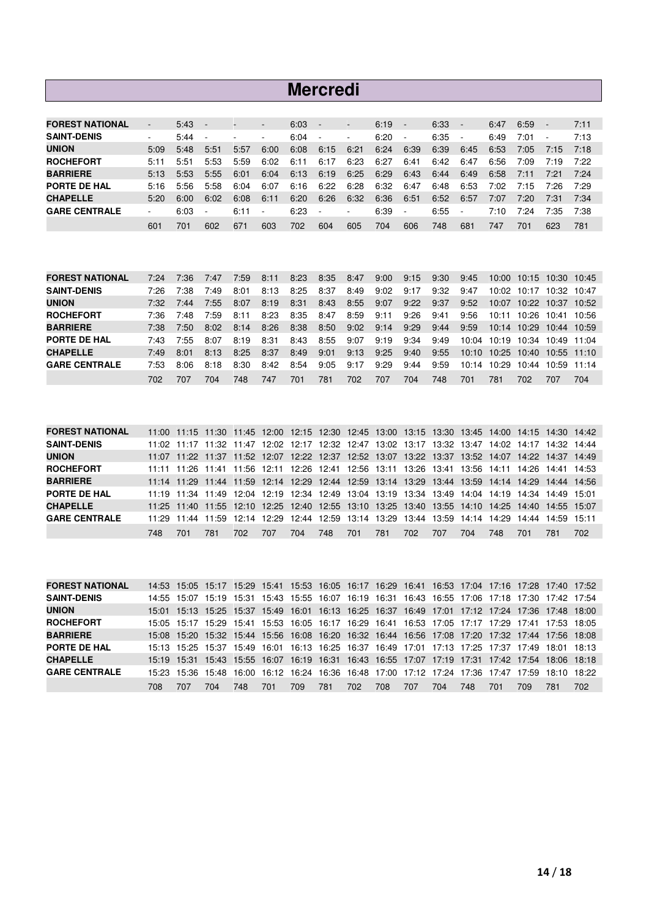# Mercredi

| | | | | | | | | | | | | | | | | |
|---|---|---|---|---|---|---|---|---|---|---|---|---|---|---|---|---|
| **FOREST NATIONAL** | - | 5:43 | - | - | - | 6:03 | - | - | 6:19 | - | 6:33 | - | 6:47 | 6:59 | - | 7:11 |
| **SAINT-DENIS** | - | 5:44 | - | - | - | 6:04 | - | - | 6:20 | - | 6:35 | - | 6:49 | 7:01 | - | 7:13 |
| **UNION** | 5:09 | 5:48 | 5:51 | 5:57 | 6:00 | 6:08 | 6:15 | 6:21 | 6:24 | 6:39 | 6:39 | 6:45 | 6:53 | 7:05 | 7:15 | 7:18 |
| **ROCHEFORT** | 5:11 | 5:51 | 5:53 | 5:59 | 6:02 | 6:11 | 6:17 | 6:23 | 6:27 | 6:41 | 6:42 | 6:47 | 6:56 | 7:09 | 7:19 | 7:22 |
| **BARRIERE** | 5:13 | 5:53 | 5:55 | 6:01 | 6:04 | 6:13 | 6:19 | 6:25 | 6:29 | 6:43 | 6:44 | 6:49 | 6:58 | 7:11 | 7:21 | 7:24 |
| **PORTE DE HAL** | 5:16 | 5:56 | 5:58 | 6:04 | 6:07 | 6:16 | 6:22 | 6:28 | 6:32 | 6:47 | 6:48 | 6:53 | 7:02 | 7:15 | 7:26 | 7:29 |
| **CHAPELLE** | 5:20 | 6:00 | 6:02 | 6:08 | 6:11 | 6:20 | 6:26 | 6:32 | 6:36 | 6:51 | 6:52 | 6:57 | 7:07 | 7:20 | 7:31 | 7:34 |
| **GARE CENTRALE** | - | 6:03 | - | 6:11 | - | 6:23 | - | - | 6:39 | - | 6:55 | - | 7:10 | 7:24 | 7:35 | 7:38 |
| | 601 | 701 | 602 | 671 | 603 | 702 | 604 | 605 | 704 | 606 | 748 | 681 | 747 | 701 | 623 | 781 |

| | | | | | | | | | | | | | | | | |
|---|---|---|---|---|---|---|---|---|---|---|---|---|---|---|---|---|
| **FOREST NATIONAL** | 7:24 | 7:36 | 7:47 | 7:59 | 8:11 | 8:23 | 8:35 | 8:47 | 9:00 | 9:15 | 9:30 | 9:45 | 10:00 | 10:15 | 10:30 | 10:45 |
| **SAINT-DENIS** | 7:26 | 7:38 | 7:49 | 8:01 | 8:13 | 8:25 | 8:37 | 8:49 | 9:02 | 9:17 | 9:32 | 9:47 | 10:02 | 10:17 | 10:32 | 10:47 |
| **UNION** | 7:32 | 7:44 | 7:55 | 8:07 | 8:19 | 8:31 | 8:43 | 8:55 | 9:07 | 9:22 | 9:37 | 9:52 | 10:07 | 10:22 | 10:37 | 10:52 |
| **ROCHEFORT** | 7:36 | 7:48 | 7:59 | 8:11 | 8:23 | 8:35 | 8:47 | 8:59 | 9:11 | 9:26 | 9:41 | 9:56 | 10:11 | 10:26 | 10:41 | 10:56 |
| **BARRIERE** | 7:38 | 7:50 | 8:02 | 8:14 | 8:26 | 8:38 | 8:50 | 9:02 | 9:14 | 9:29 | 9:44 | 9:59 | 10:14 | 10:29 | 10:44 | 10:59 |
| **PORTE DE HAL** | 7:43 | 7:55 | 8:07 | 8:19 | 8:31 | 8:43 | 8:55 | 9:07 | 9:19 | 9:34 | 9:49 | 10:04 | 10:19 | 10:34 | 10:49 | 11:04 |
| **CHAPELLE** | 7:49 | 8:01 | 8:13 | 8:25 | 8:37 | 8:49 | 9:01 | 9:13 | 9:25 | 9:40 | 9:55 | 10:10 | 10:25 | 10:40 | 10:55 | 11:10 |
| **GARE CENTRALE** | 7:53 | 8:06 | 8:18 | 8:30 | 8:42 | 8:54 | 9:05 | 9:17 | 9:29 | 9:44 | 9:59 | 10:14 | 10:29 | 10:44 | 10:59 | 11:14 |
| | 702 | 707 | 704 | 748 | 747 | 701 | 781 | 702 | 707 | 704 | 748 | 701 | 781 | 702 | 707 | 704 |

| | | | | | | | | | | | | | | | | |
|---|---|---|---|---|---|---|---|---|---|---|---|---|---|---|---|---|
| **FOREST NATIONAL** | 11:00 | 11:15 | 11:30 | 11:45 | 12:00 | 12:15 | 12:30 | 12:45 | 13:00 | 13:15 | 13:30 | 13:45 | 14:00 | 14:15 | 14:30 | 14:42 |
| **SAINT-DENIS** | 11:02 | 11:17 | 11:32 | 11:47 | 12:02 | 12:17 | 12:32 | 12:47 | 13:02 | 13:17 | 13:32 | 13:47 | 14:02 | 14:17 | 14:32 | 14:44 |
| **UNION** | 11:07 | 11:22 | 11:37 | 11:52 | 12:07 | 12:22 | 12:37 | 12:52 | 13:07 | 13:22 | 13:37 | 13:52 | 14:07 | 14:22 | 14:37 | 14:49 |
| **ROCHEFORT** | 11:11 | 11:26 | 11:41 | 11:56 | 12:11 | 12:26 | 12:41 | 12:56 | 13:11 | 13:26 | 13:41 | 13:56 | 14:11 | 14:26 | 14:41 | 14:53 |
| **BARRIERE** | 11:14 | 11:29 | 11:44 | 11:59 | 12:14 | 12:29 | 12:44 | 12:59 | 13:14 | 13:29 | 13:44 | 13:59 | 14:14 | 14:29 | 14:44 | 14:56 |
| **PORTE DE HAL** | 11:19 | 11:34 | 11:49 | 12:04 | 12:19 | 12:34 | 12:49 | 13:04 | 13:19 | 13:34 | 13:49 | 14:04 | 14:19 | 14:34 | 14:49 | 15:01 |
| **CHAPELLE** | 11:25 | 11:40 | 11:55 | 12:10 | 12:25 | 12:40 | 12:55 | 13:10 | 13:25 | 13:40 | 13:55 | 14:10 | 14:25 | 14:40 | 14:55 | 15:07 |
| **GARE CENTRALE** | 11:29 | 11:44 | 11:59 | 12:14 | 12:29 | 12:44 | 12:59 | 13:14 | 13:29 | 13:44 | 13:59 | 14:14 | 14:29 | 14:44 | 14:59 | 15:11 |
| | 748 | 701 | 781 | 702 | 707 | 704 | 748 | 701 | 781 | 702 | 707 | 704 | 748 | 701 | 781 | 702 |

| | | | | | | | | | | | | | | | | |
|---|---|---|---|---|---|---|---|---|---|---|---|---|---|---|---|---|
| **FOREST NATIONAL** | 14:53 | 15:05 | 15:17 | 15:29 | 15:41 | 15:53 | 16:05 | 16:17 | 16:29 | 16:41 | 16:53 | 17:04 | 17:16 | 17:28 | 17:40 | 17:52 |
| **SAINT-DENIS** | 14:55 | 15:07 | 15:19 | 15:31 | 15:43 | 15:55 | 16:07 | 16:19 | 16:31 | 16:43 | 16:55 | 17:06 | 17:18 | 17:30 | 17:42 | 17:54 |
| **UNION** | 15:01 | 15:13 | 15:25 | 15:37 | 15:49 | 16:01 | 16:13 | 16:25 | 16:37 | 16:49 | 17:01 | 17:12 | 17:24 | 17:36 | 17:48 | 18:00 |
| **ROCHEFORT** | 15:05 | 15:17 | 15:29 | 15:41 | 15:53 | 16:05 | 16:17 | 16:29 | 16:41 | 16:53 | 17:05 | 17:17 | 17:29 | 17:41 | 17:53 | 18:05 |
| **BARRIERE** | 15:08 | 15:20 | 15:32 | 15:44 | 15:56 | 16:08 | 16:20 | 16:32 | 16:44 | 16:56 | 17:08 | 17:20 | 17:32 | 17:44 | 17:56 | 18:08 |
| **PORTE DE HAL** | 15:13 | 15:25 | 15:37 | 15:49 | 16:01 | 16:13 | 16:25 | 16:37 | 16:49 | 17:01 | 17:13 | 17:25 | 17:37 | 17:49 | 18:01 | 18:13 |
| **CHAPELLE** | 15:19 | 15:31 | 15:43 | 15:55 | 16:07 | 16:19 | 16:31 | 16:43 | 16:55 | 17:07 | 17:19 | 17:31 | 17:42 | 17:54 | 18:06 | 18:18 |
| **GARE CENTRALE** | 15:23 | 15:36 | 15:48 | 16:00 | 16:12 | 16:24 | 16:36 | 16:48 | 17:00 | 17:12 | 17:24 | 17:36 | 17:47 | 17:59 | 18:10 | 18:22 |
| | 708 | 707 | 704 | 748 | 701 | 709 | 781 | 702 | 708 | 707 | 704 | 748 | 701 | 709 | 781 | 702 |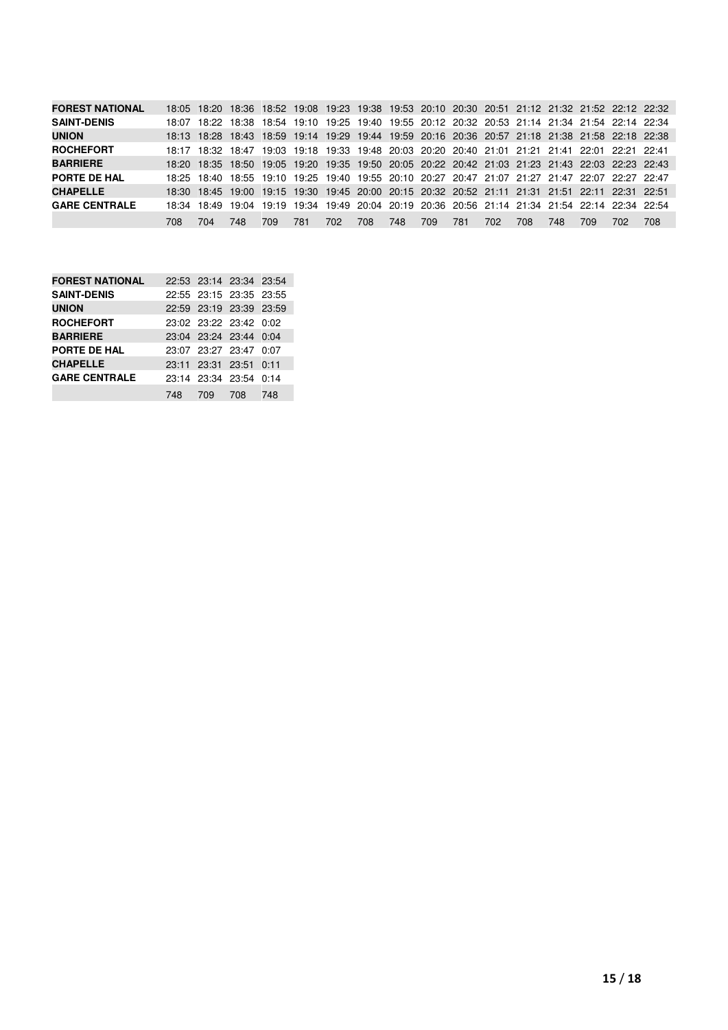| FOREST NATIONAL | 18:05 | 18:20 | 18:36 | 18:52 | 19:08 | 19:23 | 19:38 | 19:53 | 20:10 | 20:30 | 20:51 | 21:12 | 21:32 | 21:52 | 22:12 | 22:32 |
|---|---|---|---|---|---|---|---|---|---|---|---|---|---|---|---|---|
| SAINT-DENIS | 18:07 | 18:22 | 18:38 | 18:54 | 19:10 | 19:25 | 19:40 | 19:55 | 20:12 | 20:32 | 20:53 | 21:14 | 21:34 | 21:54 | 22:14 | 22:34 |
| UNION | 18:13 | 18:28 | 18:43 | 18:59 | 19:14 | 19:29 | 19:44 | 19:59 | 20:16 | 20:36 | 20:57 | 21:18 | 21:38 | 21:58 | 22:18 | 22:38 |
| ROCHEFORT | 18:17 | 18:32 | 18:47 | 19:03 | 19:18 | 19:33 | 19:48 | 20:03 | 20:20 | 20:40 | 21:01 | 21:21 | 21:41 | 22:01 | 22:21 | 22:41 |
| BARRIERE | 18:20 | 18:35 | 18:50 | 19:05 | 19:20 | 19:35 | 19:50 | 20:05 | 20:22 | 20:42 | 21:03 | 21:23 | 21:43 | 22:03 | 22:23 | 22:43 |
| PORTE DE HAL | 18:25 | 18:40 | 18:55 | 19:10 | 19:25 | 19:40 | 19:55 | 20:10 | 20:27 | 20:47 | 21:07 | 21:27 | 21:47 | 22:07 | 22:27 | 22:47 |
| CHAPELLE | 18:30 | 18:45 | 19:00 | 19:15 | 19:30 | 19:45 | 20:00 | 20:15 | 20:32 | 20:52 | 21:11 | 21:31 | 21:51 | 22:11 | 22:31 | 22:51 |
| GARE CENTRALE | 18:34 | 18:49 | 19:04 | 19:19 | 19:34 | 19:49 | 20:04 | 20:19 | 20:36 | 20:56 | 21:14 | 21:34 | 21:54 | 22:14 | 22:34 | 22:54 |
| | 708 | 704 | 748 | 709 | 781 | 702 | 708 | 748 | 709 | 781 | 702 | 708 | 748 | 709 | 702 | 708 |

| FOREST NATIONAL | 22:53 | 23:14 | 23:34 | 23:54 |
|---|---|---|---|---|
| SAINT-DENIS | 22:55 | 23:15 | 23:35 | 23:55 |
| UNION | 22:59 | 23:19 | 23:39 | 23:59 |
| ROCHEFORT | 23:02 | 23:22 | 23:42 | 0:02 |
| BARRIERE | 23:04 | 23:24 | 23:44 | 0:04 |
| PORTE DE HAL | 23:07 | 23:27 | 23:47 | 0:07 |
| CHAPELLE | 23:11 | 23:31 | 23:51 | 0:11 |
| GARE CENTRALE | 23:14 | 23:34 | 23:54 | 0:14 |
| | 748 | 709 | 708 | 748 |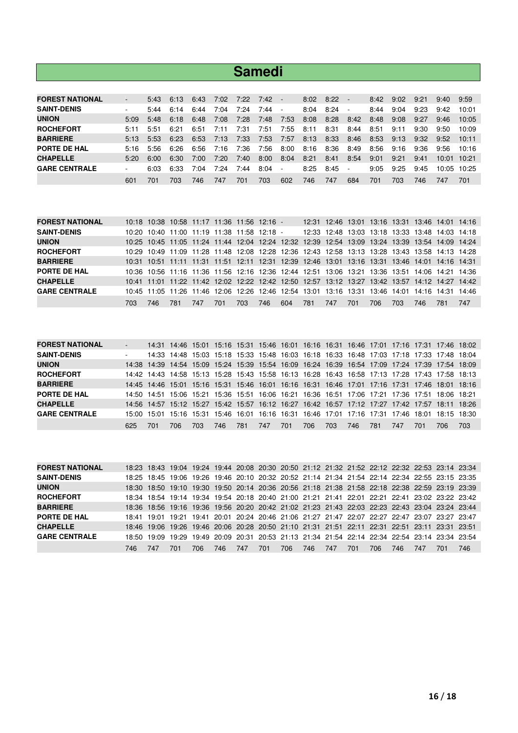# Samedi

| FOREST NATIONAL | - | 5:43 | 6:13 | 6:43 | 7:02 | 7:22 | 7:42 | - | 8:02 | 8:22 | - | 8:42 | 9:02 | 9:21 | 9:40 | 9:59 |
|---|---|---|---|---|---|---|---|---|---|---|---|---|---|---|---|---|
| SAINT-DENIS | - | 5:44 | 6:14 | 6:44 | 7:04 | 7:24 | 7:44 | - | 8:04 | 8:24 | - | 8:44 | 9:04 | 9:23 | 9:42 | 10:01 |
| UNION | 5:09 | 5:48 | 6:18 | 6:48 | 7:08 | 7:28 | 7:48 | 7:53 | 8:08 | 8:28 | 8:42 | 8:48 | 9:08 | 9:27 | 9:46 | 10:05 |
| ROCHEFORT | 5:11 | 5:51 | 6:21 | 6:51 | 7:11 | 7:31 | 7:51 | 7:55 | 8:11 | 8:31 | 8:44 | 8:51 | 9:11 | 9:30 | 9:50 | 10:09 |
| BARRIERE | 5:13 | 5:53 | 6:23 | 6:53 | 7:13 | 7:33 | 7:53 | 7:57 | 8:13 | 8:33 | 8:46 | 8:53 | 9:13 | 9:32 | 9:52 | 10:11 |
| PORTE DE HAL | 5:16 | 5:56 | 6:26 | 6:56 | 7:16 | 7:36 | 7:56 | 8:00 | 8:16 | 8:36 | 8:49 | 8:56 | 9:16 | 9:36 | 9:56 | 10:16 |
| CHAPELLE | 5:20 | 6:00 | 6:30 | 7:00 | 7:20 | 7:40 | 8:00 | 8:04 | 8:21 | 8:41 | 8:54 | 9:01 | 9:21 | 9:41 | 10:01 | 10:21 |
| GARE CENTRALE | - | 6:03 | 6:33 | 7:04 | 7:24 | 7:44 | 8:04 | - | 8:25 | 8:45 | - | 9:05 | 9:25 | 9:45 | 10:05 | 10:25 |
| | 601 | 701 | 703 | 746 | 747 | 701 | 703 | 602 | 746 | 747 | 684 | 701 | 703 | 746 | 747 | 701 |

| FOREST NATIONAL | 10:18 | 10:38 | 10:58 | 11:17 | 11:36 | 11:56 | 12:16 | - | 12:31 | 12:46 | 13:01 | 13:16 | 13:31 | 13:46 | 14:01 | 14:16 |
|---|---|---|---|---|---|---|---|---|---|---|---|---|---|---|---|---|
| SAINT-DENIS | 10:20 | 10:40 | 11:00 | 11:19 | 11:38 | 11:58 | 12:18 | - | 12:33 | 12:48 | 13:03 | 13:18 | 13:33 | 13:48 | 14:03 | 14:18 |
| UNION | 10:25 | 10:45 | 11:05 | 11:24 | 11:44 | 12:04 | 12:24 | 12:32 | 12:39 | 12:54 | 13:09 | 13:24 | 13:39 | 13:54 | 14:09 | 14:24 |
| ROCHEFORT | 10:29 | 10:49 | 11:09 | 11:28 | 11:48 | 12:08 | 12:28 | 12:36 | 12:43 | 12:58 | 13:13 | 13:28 | 13:43 | 13:58 | 14:13 | 14:28 |
| BARRIERE | 10:31 | 10:51 | 11:11 | 11:31 | 11:51 | 12:11 | 12:31 | 12:39 | 12:46 | 13:01 | 13:16 | 13:31 | 13:46 | 14:01 | 14:16 | 14:31 |
| PORTE DE HAL | 10:36 | 10:56 | 11:16 | 11:36 | 11:56 | 12:16 | 12:36 | 12:44 | 12:51 | 13:06 | 13:21 | 13:36 | 13:51 | 14:06 | 14:21 | 14:36 |
| CHAPELLE | 10:41 | 11:01 | 11:22 | 11:42 | 12:02 | 12:22 | 12:42 | 12:50 | 12:57 | 13:12 | 13:27 | 13:42 | 13:57 | 14:12 | 14:27 | 14:42 |
| GARE CENTRALE | 10:45 | 11:05 | 11:26 | 11:46 | 12:06 | 12:26 | 12:46 | 12:54 | 13:01 | 13:16 | 13:31 | 13:46 | 14:01 | 14:16 | 14:31 | 14:46 |
| | 703 | 746 | 781 | 747 | 701 | 703 | 746 | 604 | 781 | 747 | 701 | 706 | 703 | 746 | 781 | 747 |

| FOREST NATIONAL | - | 14:31 | 14:46 | 15:01 | 15:16 | 15:31 | 15:46 | 16:01 | 16:16 | 16:31 | 16:46 | 17:01 | 17:16 | 17:31 | 17:46 | 18:02 |
|---|---|---|---|---|---|---|---|---|---|---|---|---|---|---|---|---|
| SAINT-DENIS | - | 14:33 | 14:48 | 15:03 | 15:18 | 15:33 | 15:48 | 16:03 | 16:18 | 16:33 | 16:48 | 17:03 | 17:18 | 17:33 | 17:48 | 18:04 |
| UNION | 14:38 | 14:39 | 14:54 | 15:09 | 15:24 | 15:39 | 15:54 | 16:09 | 16:24 | 16:39 | 16:54 | 17:09 | 17:24 | 17:39 | 17:54 | 18:09 |
| ROCHEFORT | 14:42 | 14:43 | 14:58 | 15:13 | 15:28 | 15:43 | 15:58 | 16:13 | 16:28 | 16:43 | 16:58 | 17:13 | 17:28 | 17:43 | 17:58 | 18:13 |
| BARRIERE | 14:45 | 14:46 | 15:01 | 15:16 | 15:31 | 15:46 | 16:01 | 16:16 | 16:31 | 16:46 | 17:01 | 17:16 | 17:31 | 17:46 | 18:01 | 18:16 |
| PORTE DE HAL | 14:50 | 14:51 | 15:06 | 15:21 | 15:36 | 15:51 | 16:06 | 16:21 | 16:36 | 16:51 | 17:06 | 17:21 | 17:36 | 17:51 | 18:06 | 18:21 |
| CHAPELLE | 14:56 | 14:57 | 15:12 | 15:27 | 15:42 | 15:57 | 16:12 | 16:27 | 16:42 | 16:57 | 17:12 | 17:27 | 17:42 | 17:57 | 18:11 | 18:26 |
| GARE CENTRALE | 15:00 | 15:01 | 15:16 | 15:31 | 15:46 | 16:01 | 16:16 | 16:31 | 16:46 | 17:01 | 17:16 | 17:31 | 17:46 | 18:01 | 18:15 | 18:30 |
| | 625 | 701 | 706 | 703 | 746 | 781 | 747 | 701 | 706 | 703 | 746 | 781 | 747 | 701 | 706 | 703 |

| FOREST NATIONAL | 18:23 | 18:43 | 19:04 | 19:24 | 19:44 | 20:08 | 20:30 | 20:50 | 21:12 | 21:32 | 21:52 | 22:12 | 22:32 | 22:53 | 23:14 | 23:34 |
|---|---|---|---|---|---|---|---|---|---|---|---|---|---|---|---|---|
| SAINT-DENIS | 18:25 | 18:45 | 19:06 | 19:26 | 19:46 | 20:10 | 20:32 | 20:52 | 21:14 | 21:34 | 21:54 | 22:14 | 22:34 | 22:55 | 23:15 | 23:35 |
| UNION | 18:30 | 18:50 | 19:10 | 19:30 | 19:50 | 20:14 | 20:36 | 20:56 | 21:18 | 21:38 | 21:58 | 22:18 | 22:38 | 22:59 | 23:19 | 23:39 |
| ROCHEFORT | 18:34 | 18:54 | 19:14 | 19:34 | 19:54 | 20:18 | 20:40 | 21:00 | 21:21 | 21:41 | 22:01 | 22:21 | 22:41 | 23:02 | 23:22 | 23:42 |
| BARRIERE | 18:36 | 18:56 | 19:16 | 19:36 | 19:56 | 20:20 | 20:42 | 21:02 | 21:23 | 21:43 | 22:03 | 22:23 | 22:43 | 23:04 | 23:24 | 23:44 |
| PORTE DE HAL | 18:41 | 19:01 | 19:21 | 19:41 | 20:01 | 20:24 | 20:46 | 21:06 | 21:27 | 21:47 | 22:07 | 22:27 | 22:47 | 23:07 | 23:27 | 23:47 |
| CHAPELLE | 18:46 | 19:06 | 19:26 | 19:46 | 20:06 | 20:28 | 20:50 | 21:10 | 21:31 | 21:51 | 22:11 | 22:31 | 22:51 | 23:11 | 23:31 | 23:51 |
| GARE CENTRALE | 18:50 | 19:09 | 19:29 | 19:49 | 20:09 | 20:31 | 20:53 | 21:13 | 21:34 | 21:54 | 22:14 | 22:34 | 22:54 | 23:14 | 23:34 | 23:54 |
| | 746 | 747 | 701 | 706 | 746 | 747 | 701 | 706 | 746 | 747 | 701 | 706 | 746 | 747 | 701 | 746 |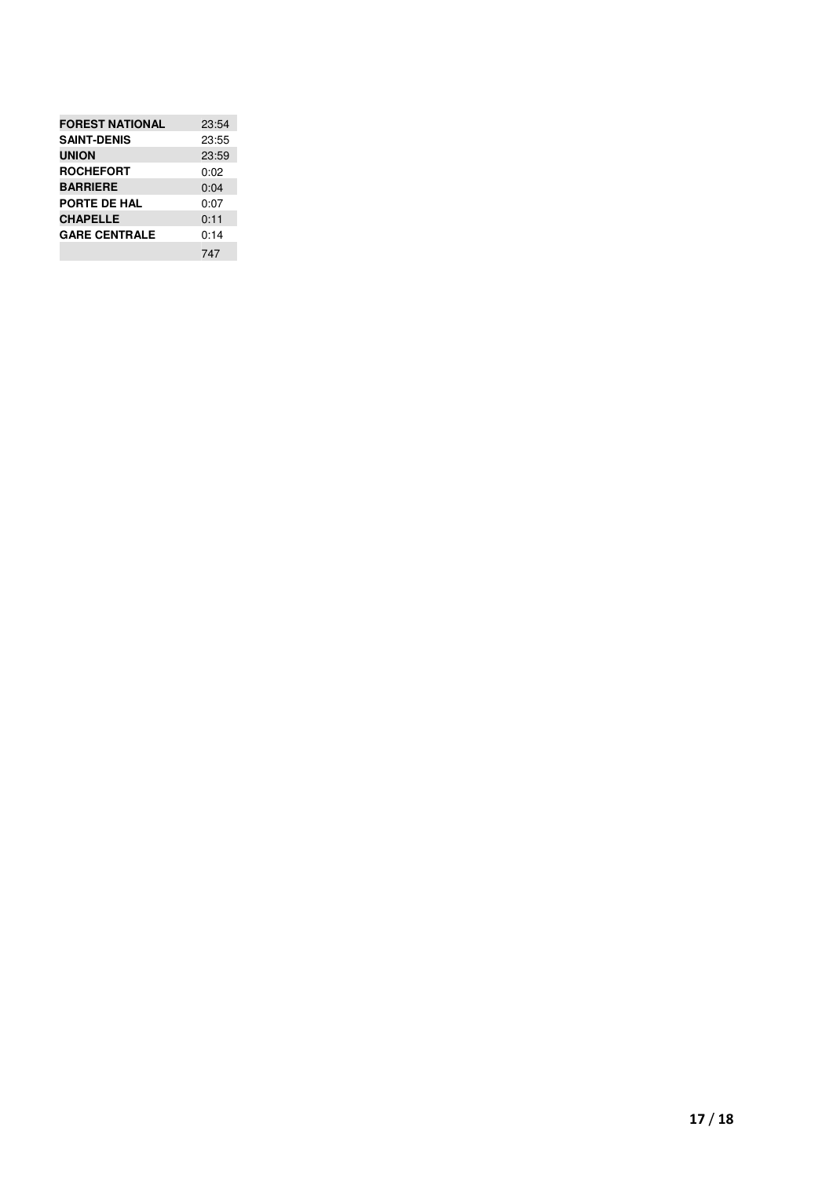| | |
|---|---|
| **FOREST NATIONAL** | 23:54 |
| **SAINT-DENIS** | 23:55 |
| **UNION** | 23:59 |
| **ROCHEFORT** | 0:02 |
| **BARRIERE** | 0:04 |
| **PORTE DE HAL** | 0:07 |
| **CHAPELLE** | 0:11 |
| **GARE CENTRALE** | 0:14 |
| | 747 |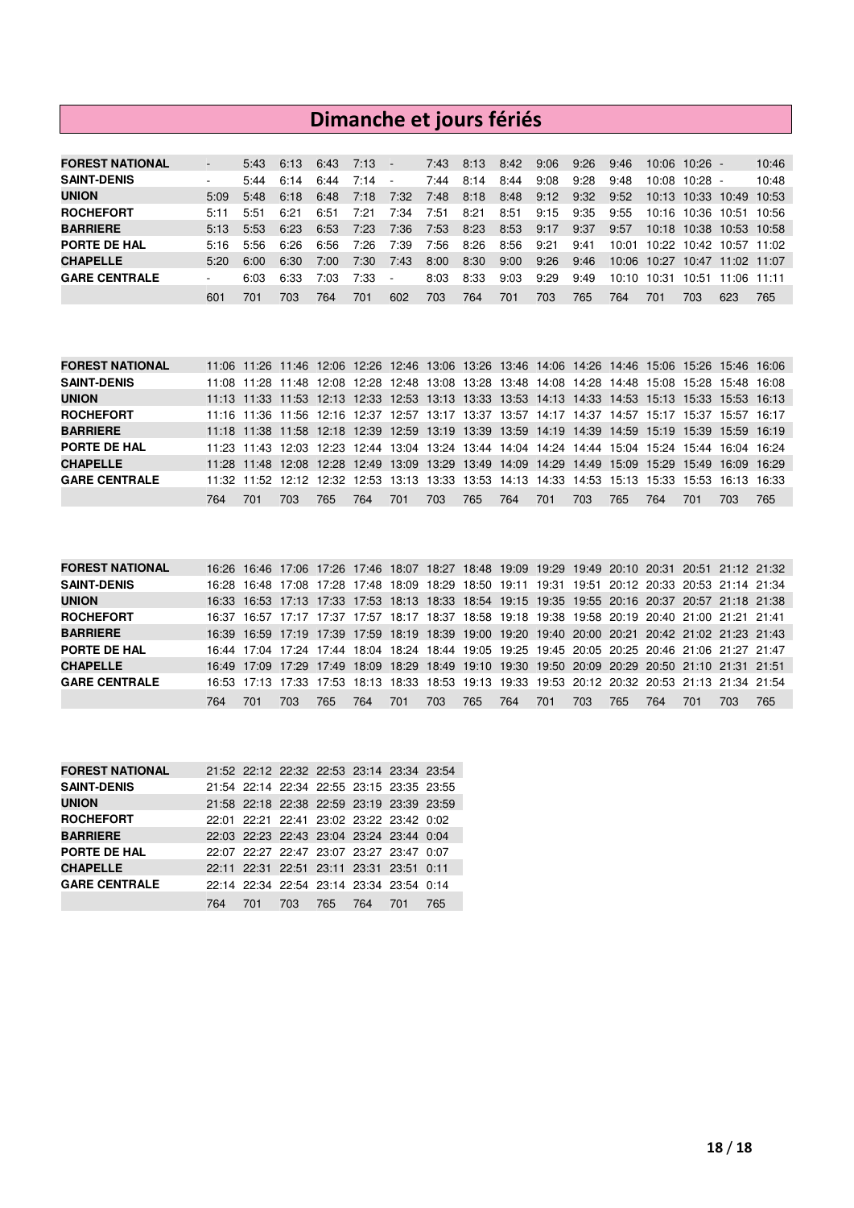# Dimanche et jours fériés

| | | | | | | | | | | | | | | | | |
|---|---|---|---|---|---|---|---|---|---|---|---|---|---|---|---|---|
| **FOREST NATIONAL** | - | 5:43 | 6:13 | 6:43 | 7:13 | - | 7:43 | 8:13 | 8:42 | 9:06 | 9:26 | 9:46 | 10:06 | 10:26 | - | 10:46 |
| **SAINT-DENIS** | - | 5:44 | 6:14 | 6:44 | 7:14 | - | 7:44 | 8:14 | 8:44 | 9:08 | 9:28 | 9:48 | 10:08 | 10:28 | - | 10:48 |
| **UNION** | 5:09 | 5:48 | 6:18 | 6:48 | 7:18 | 7:32 | 7:48 | 8:18 | 8:48 | 9:12 | 9:32 | 9:52 | 10:13 | 10:33 | 10:49 | 10:53 |
| **ROCHEFORT** | 5:11 | 5:51 | 6:21 | 6:51 | 7:21 | 7:34 | 7:51 | 8:21 | 8:51 | 9:15 | 9:35 | 9:55 | 10:16 | 10:36 | 10:51 | 10:56 |
| **BARRIERE** | 5:13 | 5:53 | 6:23 | 6:53 | 7:23 | 7:36 | 7:53 | 8:23 | 8:53 | 9:17 | 9:37 | 9:57 | 10:18 | 10:38 | 10:53 | 10:58 |
| **PORTE DE HAL** | 5:16 | 5:56 | 6:26 | 6:56 | 7:26 | 7:39 | 7:56 | 8:26 | 8:56 | 9:21 | 9:41 | 10:01 | 10:22 | 10:42 | 10:57 | 11:02 |
| **CHAPELLE** | 5:20 | 6:00 | 6:30 | 7:00 | 7:30 | 7:43 | 8:00 | 8:30 | 9:00 | 9:26 | 9:46 | 10:06 | 10:27 | 10:47 | 11:02 | 11:07 |
| **GARE CENTRALE** | - | 6:03 | 6:33 | 7:03 | 7:33 | - | 8:03 | 8:33 | 9:03 | 9:29 | 9:49 | 10:10 | 10:31 | 10:51 | 11:06 | 11:11 |
| | 601 | 701 | 703 | 764 | 701 | 602 | 703 | 764 | 701 | 703 | 765 | 764 | 701 | 703 | 623 | 765 |

| | | | | | | | | | | | | | | | | |
|---|---|---|---|---|---|---|---|---|---|---|---|---|---|---|---|---|
| **FOREST NATIONAL** | 11:06 | 11:26 | 11:46 | 12:06 | 12:26 | 12:46 | 13:06 | 13:26 | 13:46 | 14:06 | 14:26 | 14:46 | 15:06 | 15:26 | 15:46 | 16:06 |
| **SAINT-DENIS** | 11:08 | 11:28 | 11:48 | 12:08 | 12:28 | 12:48 | 13:08 | 13:28 | 13:48 | 14:08 | 14:28 | 14:48 | 15:08 | 15:28 | 15:48 | 16:08 |
| **UNION** | 11:13 | 11:33 | 11:53 | 12:13 | 12:33 | 12:53 | 13:13 | 13:33 | 13:53 | 14:13 | 14:33 | 14:53 | 15:13 | 15:33 | 15:53 | 16:13 |
| **ROCHEFORT** | 11:16 | 11:36 | 11:56 | 12:16 | 12:37 | 12:57 | 13:17 | 13:37 | 13:57 | 14:17 | 14:37 | 14:57 | 15:17 | 15:37 | 15:57 | 16:17 |
| **BARRIERE** | 11:18 | 11:38 | 11:58 | 12:18 | 12:39 | 12:59 | 13:19 | 13:39 | 13:59 | 14:19 | 14:39 | 14:59 | 15:19 | 15:39 | 15:59 | 16:19 |
| **PORTE DE HAL** | 11:23 | 11:43 | 12:03 | 12:23 | 12:44 | 13:04 | 13:24 | 13:44 | 14:04 | 14:24 | 14:44 | 15:04 | 15:24 | 15:44 | 16:04 | 16:24 |
| **CHAPELLE** | 11:28 | 11:48 | 12:08 | 12:28 | 12:49 | 13:09 | 13:29 | 13:49 | 14:09 | 14:29 | 14:49 | 15:09 | 15:29 | 15:49 | 16:09 | 16:29 |
| **GARE CENTRALE** | 11:32 | 11:52 | 12:12 | 12:32 | 12:53 | 13:13 | 13:33 | 13:53 | 14:13 | 14:33 | 14:53 | 15:13 | 15:33 | 15:53 | 16:13 | 16:33 |
| | 764 | 701 | 703 | 765 | 764 | 701 | 703 | 765 | 764 | 701 | 703 | 765 | 764 | 701 | 703 | 765 |

| | | | | | | | | | | | | | | | | |
|---|---|---|---|---|---|---|---|---|---|---|---|---|---|---|---|---|
| **FOREST NATIONAL** | 16:26 | 16:46 | 17:06 | 17:26 | 17:46 | 18:07 | 18:27 | 18:48 | 19:09 | 19:29 | 19:49 | 20:10 | 20:31 | 20:51 | 21:12 | 21:32 |
| **SAINT-DENIS** | 16:28 | 16:48 | 17:08 | 17:28 | 17:48 | 18:09 | 18:29 | 18:50 | 19:11 | 19:31 | 19:51 | 20:12 | 20:33 | 20:53 | 21:14 | 21:34 |
| **UNION** | 16:33 | 16:53 | 17:13 | 17:33 | 17:53 | 18:13 | 18:33 | 18:54 | 19:15 | 19:35 | 19:55 | 20:16 | 20:37 | 20:57 | 21:18 | 21:38 |
| **ROCHEFORT** | 16:37 | 16:57 | 17:17 | 17:37 | 17:57 | 18:17 | 18:37 | 18:58 | 19:18 | 19:38 | 19:58 | 20:19 | 20:40 | 21:00 | 21:21 | 21:41 |
| **BARRIERE** | 16:39 | 16:59 | 17:19 | 17:39 | 17:59 | 18:19 | 18:39 | 19:00 | 19:20 | 19:40 | 20:00 | 20:21 | 20:42 | 21:02 | 21:23 | 21:43 |
| **PORTE DE HAL** | 16:44 | 17:04 | 17:24 | 17:44 | 18:04 | 18:24 | 18:44 | 19:05 | 19:25 | 19:45 | 20:05 | 20:25 | 20:46 | 21:06 | 21:27 | 21:47 |
| **CHAPELLE** | 16:49 | 17:09 | 17:29 | 17:49 | 18:09 | 18:29 | 18:49 | 19:10 | 19:30 | 19:50 | 20:09 | 20:29 | 20:50 | 21:10 | 21:31 | 21:51 |
| **GARE CENTRALE** | 16:53 | 17:13 | 17:33 | 17:53 | 18:13 | 18:33 | 18:53 | 19:13 | 19:33 | 19:53 | 20:12 | 20:32 | 20:53 | 21:13 | 21:34 | 21:54 |
| | 764 | 701 | 703 | 765 | 764 | 701 | 703 | 765 | 764 | 701 | 703 | 765 | 764 | 701 | 703 | 765 |

| | | | | | | | |
|---|---|---|---|---|---|---|---|
| **FOREST NATIONAL** | 21:52 | 22:12 | 22:32 | 22:53 | 23:14 | 23:34 | 23:54 |
| **SAINT-DENIS** | 21:54 | 22:14 | 22:34 | 22:55 | 23:15 | 23:35 | 23:55 |
| **UNION** | 21:58 | 22:18 | 22:38 | 22:59 | 23:19 | 23:39 | 23:59 |
| **ROCHEFORT** | 22:01 | 22:21 | 22:41 | 23:02 | 23:22 | 23:42 | 0:02 |
| **BARRIERE** | 22:03 | 22:23 | 22:43 | 23:04 | 23:24 | 23:44 | 0:04 |
| **PORTE DE HAL** | 22:07 | 22:27 | 22:47 | 23:07 | 23:27 | 23:47 | 0:07 |
| **CHAPELLE** | 22:11 | 22:31 | 22:51 | 23:11 | 23:31 | 23:51 | 0:11 |
| **GARE CENTRALE** | 22:14 | 22:34 | 22:54 | 23:14 | 23:34 | 23:54 | 0:14 |
| | 764 | 701 | 703 | 765 | 764 | 701 | 765 |